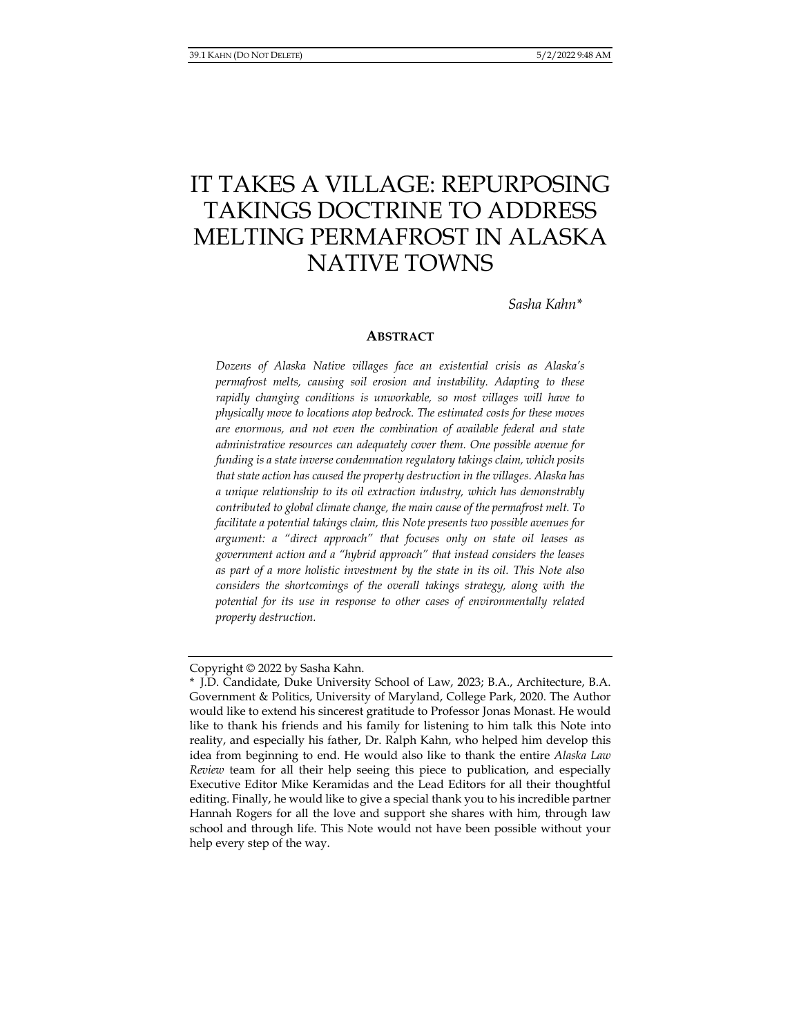# IT TAKES A VILLAGE: REPURPOSING TAKINGS DOCTRINE TO ADDRESS MELTING PERMAFROST IN ALASKA NATIVE TOWNS

*Sasha Kahn\**

## ABSTRACT

*Dozens of Alaska Native villages face an existential crisis as Alaska's permafrost melts, causing soil erosion and instability. Adapting to these rapidly changing conditions is unworkable, so most villages will have to physically move to locations atop bedrock. The estimated costs for these moves are enormous, and not even the combination of available federal and state administrative resources can adequately cover them. One possible avenue for funding is a state inverse condemnation regulatory takings claim, which posits that state action has caused the property destruction in the villages. Alaska has a unique relationship to its oil extraction industry, which has demonstrably contributed to global climate change, the main cause of the permafrost melt. To facilitate a potential takings claim, this Note presents two possible avenues for argument: a "direct approach" that focuses only on state oil leases as government action and a "hybrid approach" that instead considers the leases as part of a more holistic investment by the state in its oil. This Note also considers the shortcomings of the overall takings strategy, along with the potential for its use in response to other cases of environmentally related property destruction.*

---

Copyright © 2022 by Sasha Kahn.

\* J.D. Candidate, Duke University School of Law, 2023; B.A., Architecture, B.A. Government & Politics, University of Maryland, College Park, 2020. The Author would like to extend his sincerest gratitude to Professor Jonas Monast. He would like to thank his friends and his family for listening to him talk this Note into reality, and especially his father, Dr. Ralph Kahn, who helped him develop this idea from beginning to end. He would also like to thank the entire *Alaska Law Review* team for all their help seeing this piece to publication, and especially Executive Editor Mike Keramidas and the Lead Editors for all their thoughtful editing. Finally, he would like to give a special thank you to his incredible partner Hannah Rogers for all the love and support she shares with him, through law school and through life. This Note would not have been possible without your help every step of the way.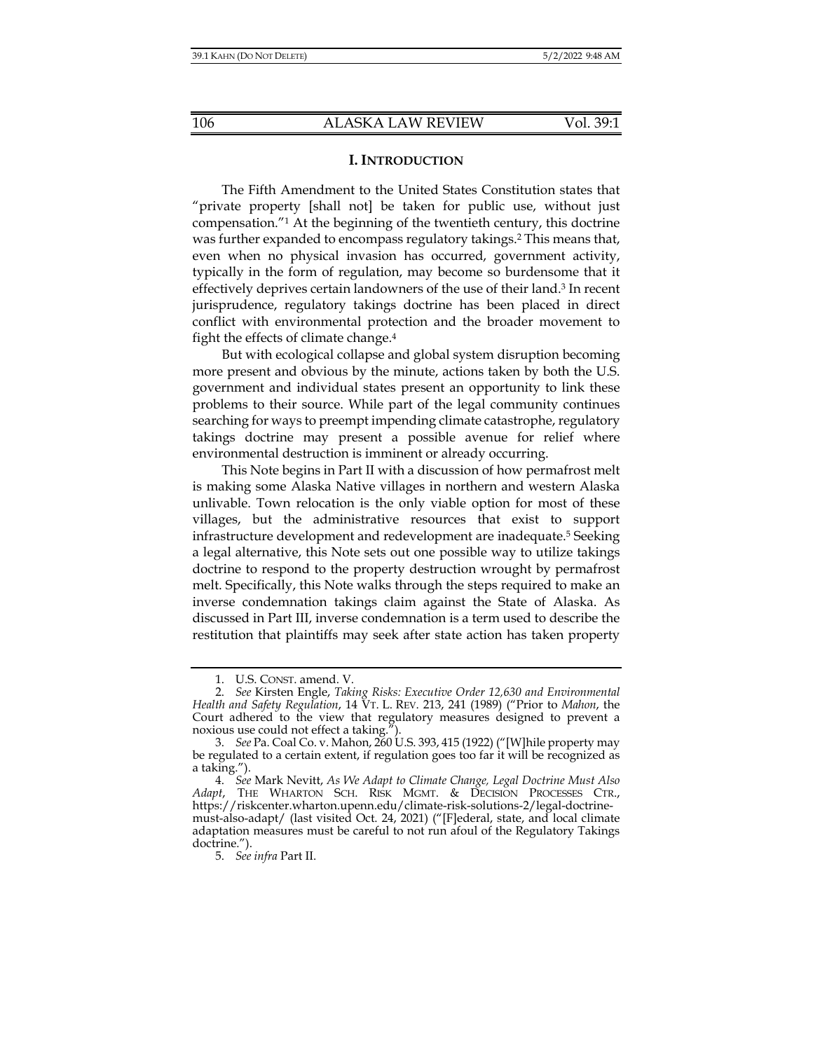## I. INTRODUCTION

The Fifth Amendment to the United States Constitution states that "private property [shall not] be taken for public use, without just compensation."[1] At the beginning of the twentieth century, this doctrine was further expanded to encompass regulatory takings.[2] This means that, even when no physical invasion has occurred, government activity, typically in the form of regulation, may become so burdensome that it effectively deprives certain landowners of the use of their land.[3] In recent jurisprudence, regulatory takings doctrine has been placed in direct conflict with environmental protection and the broader movement to fight the effects of climate change.[4]

But with ecological collapse and global system disruption becoming more present and obvious by the minute, actions taken by both the U.S. government and individual states present an opportunity to link these problems to their source. While part of the legal community continues searching for ways to preempt impending climate catastrophe, regulatory takings doctrine may present a possible avenue for relief where environmental destruction is imminent or already occurring.

This Note begins in Part II with a discussion of how permafrost melt is making some Alaska Native villages in northern and western Alaska unlivable. Town relocation is the only viable option for most of these villages, but the administrative resources that exist to support infrastructure development and redevelopment are inadequate.[5] Seeking a legal alternative, this Note sets out one possible way to utilize takings doctrine to respond to the property destruction wrought by permafrost melt. Specifically, this Note walks through the steps required to make an inverse condemnation takings claim against the State of Alaska. As discussed in Part III, inverse condemnation is a term used to describe the restitution that plaintiffs may seek after state action has taken property

---

1. U.S. CONST. amend. V.

2. *See* Kirsten Engle, *Taking Risks: Executive Order 12,630 and Environmental Health and Safety Regulation*, 14 VT. L. REV. 213, 241 (1989) ("Prior to *Mahon*, the Court adhered to the view that regulatory measures designed to prevent a noxious use could not effect a taking.").

3. *See* Pa. Coal Co. v. Mahon, 260 U.S. 393, 415 (1922) ("[W]hile property may be regulated to a certain extent, if regulation goes too far it will be recognized as a taking.").

4. *See* Mark Nevitt, *As We Adapt to Climate Change, Legal Doctrine Must Also Adapt*, THE WHARTON SCH. RISK MGMT. & DECISION PROCESSES CTR., https://riskcenter.wharton.upenn.edu/climate-risk-solutions-2/legal-doctrine-must-also-adapt/ (last visited Oct. 24, 2021) ("[F]ederal, state, and local climate adaptation measures must be careful to not run afoul of the Regulatory Takings doctrine.").

5. *See infra* Part II.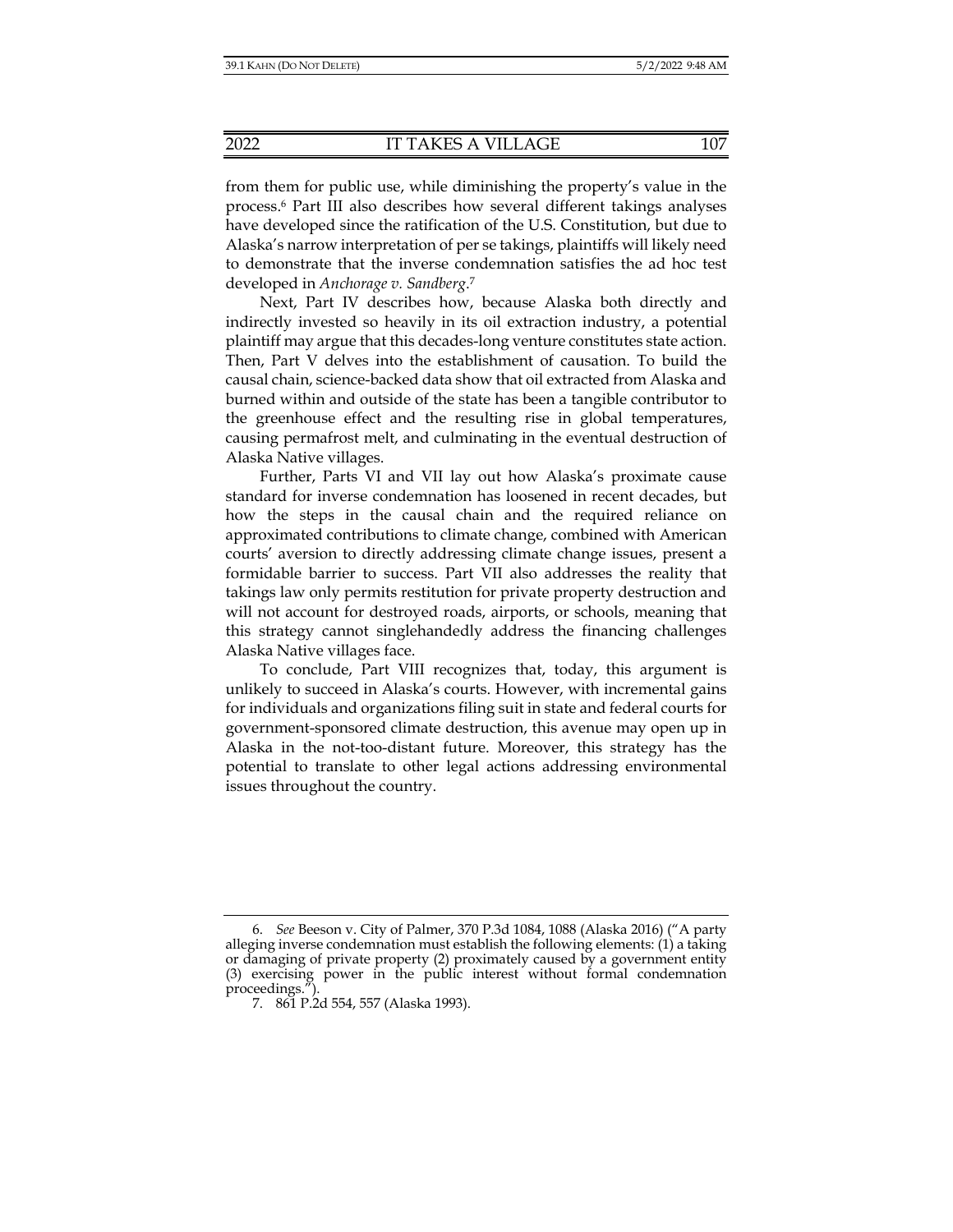from them for public use, while diminishing the property's value in the process.[6] Part III also describes how several different takings analyses have developed since the ratification of the U.S. Constitution, but due to Alaska's narrow interpretation of per se takings, plaintiffs will likely need to demonstrate that the inverse condemnation satisfies the ad hoc test developed in *Anchorage v. Sandberg*.[7]

Next, Part IV describes how, because Alaska both directly and indirectly invested so heavily in its oil extraction industry, a potential plaintiff may argue that this decades-long venture constitutes state action. Then, Part V delves into the establishment of causation. To build the causal chain, science-backed data show that oil extracted from Alaska and burned within and outside of the state has been a tangible contributor to the greenhouse effect and the resulting rise in global temperatures, causing permafrost melt, and culminating in the eventual destruction of Alaska Native villages.

Further, Parts VI and VII lay out how Alaska's proximate cause standard for inverse condemnation has loosened in recent decades, but how the steps in the causal chain and the required reliance on approximated contributions to climate change, combined with American courts' aversion to directly addressing climate change issues, present a formidable barrier to success. Part VII also addresses the reality that takings law only permits restitution for private property destruction and will not account for destroyed roads, airports, or schools, meaning that this strategy cannot singlehandedly address the financing challenges Alaska Native villages face.

To conclude, Part VIII recognizes that, today, this argument is unlikely to succeed in Alaska's courts. However, with incremental gains for individuals and organizations filing suit in state and federal courts for government-sponsored climate destruction, this avenue may open up in Alaska in the not-too-distant future. Moreover, this strategy has the potential to translate to other legal actions addressing environmental issues throughout the country.

---

6. *See* Beeson v. City of Palmer, 370 P.3d 1084, 1088 (Alaska 2016) ("A party alleging inverse condemnation must establish the following elements: (1) a taking or damaging of private property (2) proximately caused by a government entity (3) exercising power in the public interest without formal condemnation proceedings.").

7. 861 P.2d 554, 557 (Alaska 1993).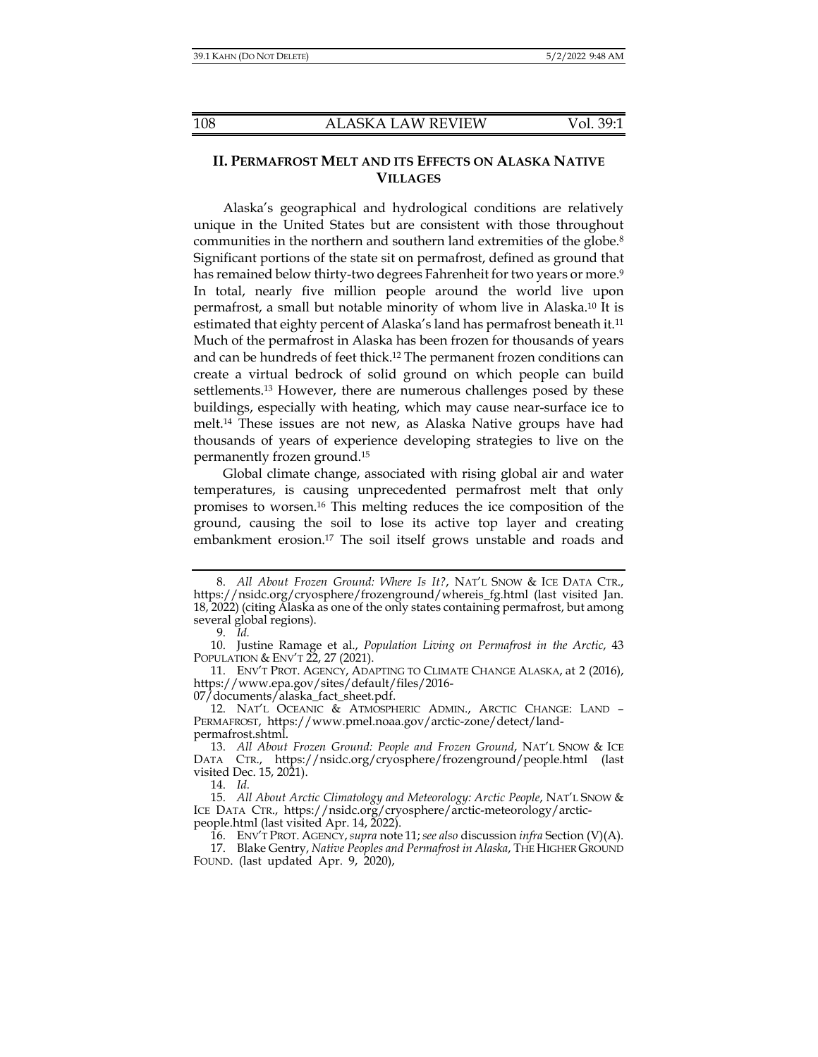## II. Permafrost Melt and its Effects on Alaska Native Villages

Alaska's geographical and hydrological conditions are relatively unique in the United States but are consistent with those throughout communities in the northern and southern land extremities of the globe.[8] Significant portions of the state sit on permafrost, defined as ground that has remained below thirty-two degrees Fahrenheit for two years or more.[9] In total, nearly five million people around the world live upon permafrost, a small but notable minority of whom live in Alaska.[10] It is estimated that eighty percent of Alaska's land has permafrost beneath it.[11] Much of the permafrost in Alaska has been frozen for thousands of years and can be hundreds of feet thick.[12] The permanent frozen conditions can create a virtual bedrock of solid ground on which people can build settlements.[13] However, there are numerous challenges posed by these buildings, especially with heating, which may cause near-surface ice to melt.[14] These issues are not new, as Alaska Native groups have had thousands of years of experience developing strategies to live on the permanently frozen ground.[15]

Global climate change, associated with rising global air and water temperatures, is causing unprecedented permafrost melt that only promises to worsen.[16] This melting reduces the ice composition of the ground, causing the soil to lose its active top layer and creating embankment erosion.[17] The soil itself grows unstable and roads and

---

8. *All About Frozen Ground: Where Is It?*, NAT'L SNOW & ICE DATA CTR., https://nsidc.org/cryosphere/frozenground/whereis_fg.html (last visited Jan. 18, 2022) (citing Alaska as one of the only states containing permafrost, but among several global regions).

9. *Id.*

10. Justine Ramage et al., *Population Living on Permafrost in the Arctic*, 43 POPULATION & ENV'T 22, 27 (2021).

11. ENV'T PROT. AGENCY, ADAPTING TO CLIMATE CHANGE ALASKA, at 2 (2016), https://www.epa.gov/sites/default/files/2016-07/documents/alaska_fact_sheet.pdf.

12. NAT'L OCEANIC & ATMOSPHERIC ADMIN., ARCTIC CHANGE: LAND – PERMAFROST, https://www.pmel.noaa.gov/arctic-zone/detect/land-permafrost.shtml.

13. *All About Frozen Ground: People and Frozen Ground*, NAT'L SNOW & ICE DATA CTR., https://nsidc.org/cryosphere/frozenground/people.html (last visited Dec. 15, 2021).

14. *Id.*

15. *All About Arctic Climatology and Meteorology: Arctic People*, NAT'L SNOW & ICE DATA CTR., https://nsidc.org/cryosphere/arctic-meteorology/arctic-people.html (last visited Apr. 14, 2022).

16. ENV'T PROT. AGENCY, *supra* note 11; *see also* discussion *infra* Section (V)(A).

17. Blake Gentry, *Native Peoples and Permafrost in Alaska*, THE HIGHER GROUND FOUND. (last updated Apr. 9, 2020),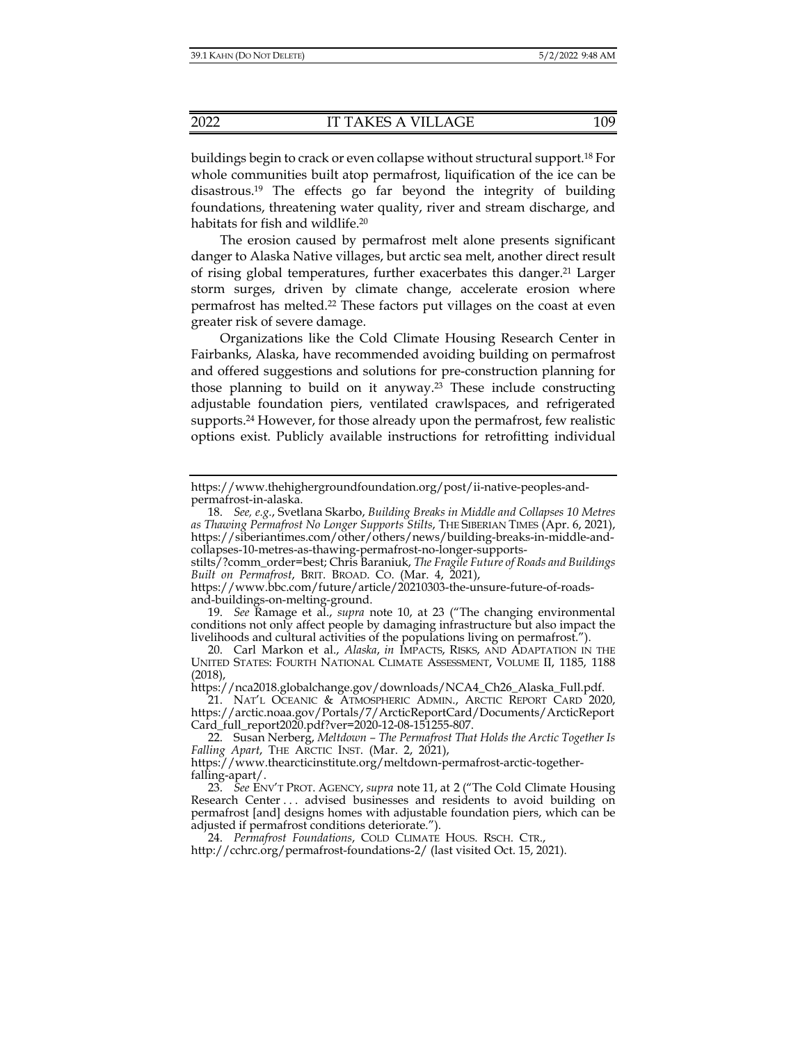buildings begin to crack or even collapse without structural support.[18] For whole communities built atop permafrost, liquification of the ice can be disastrous.[19] The effects go far beyond the integrity of building foundations, threatening water quality, river and stream discharge, and habitats for fish and wildlife.[20]

The erosion caused by permafrost melt alone presents significant danger to Alaska Native villages, but arctic sea melt, another direct result of rising global temperatures, further exacerbates this danger.[21] Larger storm surges, driven by climate change, accelerate erosion where permafrost has melted.[22] These factors put villages on the coast at even greater risk of severe damage.

Organizations like the Cold Climate Housing Research Center in Fairbanks, Alaska, have recommended avoiding building on permafrost and offered suggestions and solutions for pre-construction planning for those planning to build on it anyway.[23] These include constructing adjustable foundation piers, ventilated crawlspaces, and refrigerated supports.[24] However, for those already upon the permafrost, few realistic options exist. Publicly available instructions for retrofitting individual

---

https://www.thehighergroundfoundation.org/post/ii-native-peoples-and-permafrost-in-alaska.

18. *See, e.g.*, Svetlana Skarbo, *Building Breaks in Middle and Collapses 10 Metres as Thawing Permafrost No Longer Supports Stilts*, THE SIBERIAN TIMES (Apr. 6, 2021), https://siberiantimes.com/other/others/news/building-breaks-in-middle-and-collapses-10-metres-as-thawing-permafrost-no-longer-supports-stilts/?comm_order=best; Chris Baraniuk, *The Fragile Future of Roads and Buildings Built on Permafrost*, BRIT. BROAD. CO. (Mar. 4, 2021), https://www.bbc.com/future/article/20210303-the-unsure-future-of-roads-and-buildings-on-melting-ground.

19. *See* Ramage et al., *supra* note 10, at 23 ("The changing environmental conditions not only affect people by damaging infrastructure but also impact the livelihoods and cultural activities of the populations living on permafrost.").

20. Carl Markon et al., *Alaska*, *in* IMPACTS, RISKS, AND ADAPTATION IN THE UNITED STATES: FOURTH NATIONAL CLIMATE ASSESSMENT, VOLUME II, 1185, 1188 (2018), https://nca2018.globalchange.gov/downloads/NCA4_Ch26_Alaska_Full.pdf.

21. NAT'L OCEANIC & ATMOSPHERIC ADMIN., ARCTIC REPORT CARD 2020, https://arctic.noaa.gov/Portals/7/ArcticReportCard/Documents/ArcticReportCard_full_report2020.pdf?ver=2020-12-08-151255-807.

22. Susan Nerberg, *Meltdown – The Permafrost That Holds the Arctic Together Is Falling Apart*, THE ARCTIC INST. (Mar. 2, 2021), https://www.thearcticinstitute.org/meltdown-permafrost-arctic-together-falling-apart/.

23. *See* ENV'T PROT. AGENCY, *supra* note 11, at 2 ("The Cold Climate Housing Research Center . . . advised businesses and residents to avoid building on permafrost [and] designs homes with adjustable foundation piers, which can be adjusted if permafrost conditions deteriorate.").

24. *Permafrost Foundations*, COLD CLIMATE HOUS. RSCH. CTR., http://cchrc.org/permafrost-foundations-2/ (last visited Oct. 15, 2021).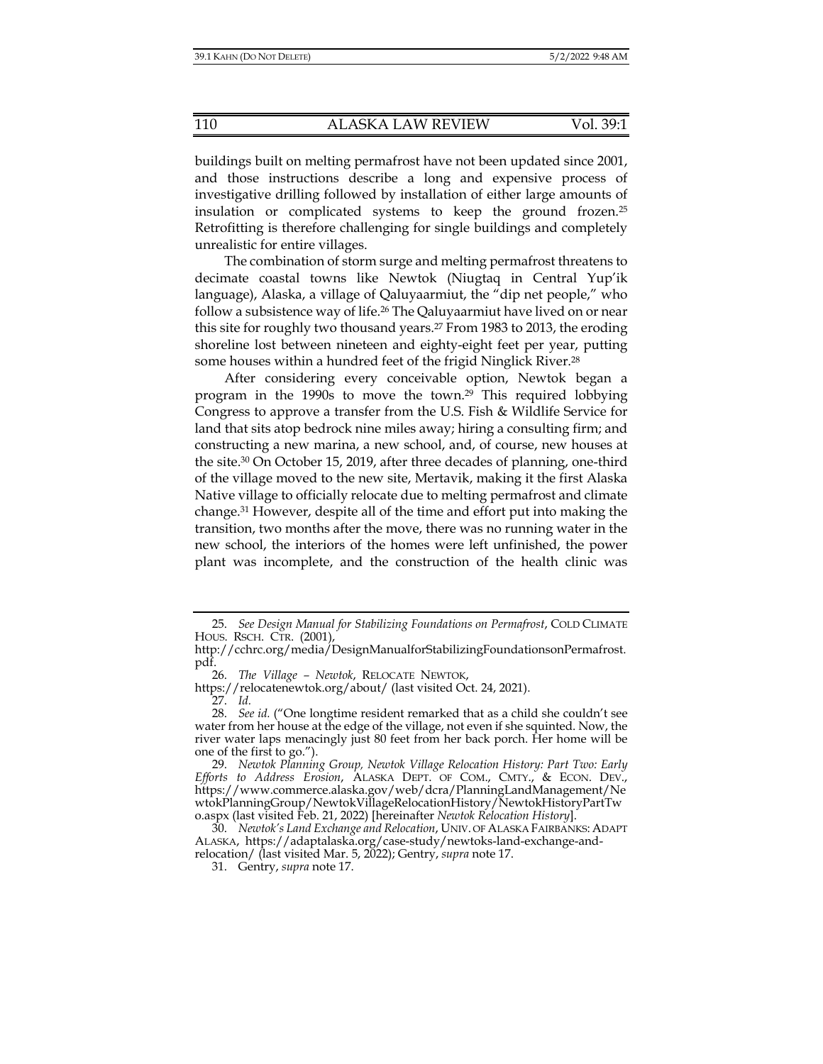buildings built on melting permafrost have not been updated since 2001, and those instructions describe a long and expensive process of investigative drilling followed by installation of either large amounts of insulation or complicated systems to keep the ground frozen.[25] Retrofitting is therefore challenging for single buildings and completely unrealistic for entire villages.

The combination of storm surge and melting permafrost threatens to decimate coastal towns like Newtok (Niugtaq in Central Yup'ik language), Alaska, a village of Qaluyaarmiut, the "dip net people," who follow a subsistence way of life.[26] The Qaluyaarmiut have lived on or near this site for roughly two thousand years.[27] From 1983 to 2013, the eroding shoreline lost between nineteen and eighty-eight feet per year, putting some houses within a hundred feet of the frigid Ninglick River.[28]

After considering every conceivable option, Newtok began a program in the 1990s to move the town.[29] This required lobbying Congress to approve a transfer from the U.S. Fish & Wildlife Service for land that sits atop bedrock nine miles away; hiring a consulting firm; and constructing a new marina, a new school, and, of course, new houses at the site.[30] On October 15, 2019, after three decades of planning, one-third of the village moved to the new site, Mertavik, making it the first Alaska Native village to officially relocate due to melting permafrost and climate change.[31] However, despite all of the time and effort put into making the transition, two months after the move, there was no running water in the new school, the interiors of the homes were left unfinished, the power plant was incomplete, and the construction of the health clinic was

---

25. *See Design Manual for Stabilizing Foundations on Permafrost*, COLD CLIMATE HOUS. RSCH. CTR. (2001), http://cchrc.org/media/DesignManualforStabilizingFoundationsonPermafrost.pdf.

26. *The Village – Newtok*, RELOCATE NEWTOK, https://relocatenewtok.org/about/ (last visited Oct. 24, 2021).

27. *Id.*

28. *See id.* ("One longtime resident remarked that as a child she couldn't see water from her house at the edge of the village, not even if she squinted. Now, the river water laps menacingly just 80 feet from her back porch. Her home will be one of the first to go.").

29. *Newtok Planning Group, Newtok Village Relocation History: Part Two: Early Efforts to Address Erosion*, ALASKA DEPT. OF COM., CMTY., & ECON. DEV., https://www.commerce.alaska.gov/web/dcra/PlanningLandManagement/NewtokPlanningGroup/NewtokVillageRelocationHistory/NewtokHistoryPartTwo.aspx (last visited Feb. 21, 2022) [hereinafter *Newtok Relocation History*].

30. *Newtok's Land Exchange and Relocation*, UNIV. OF ALASKA FAIRBANKS: ADAPT ALASKA, https://adaptalaska.org/case-study/newtoks-land-exchange-and-relocation/ (last visited Mar. 5, 2022); Gentry, *supra* note 17.

31. Gentry, *supra* note 17.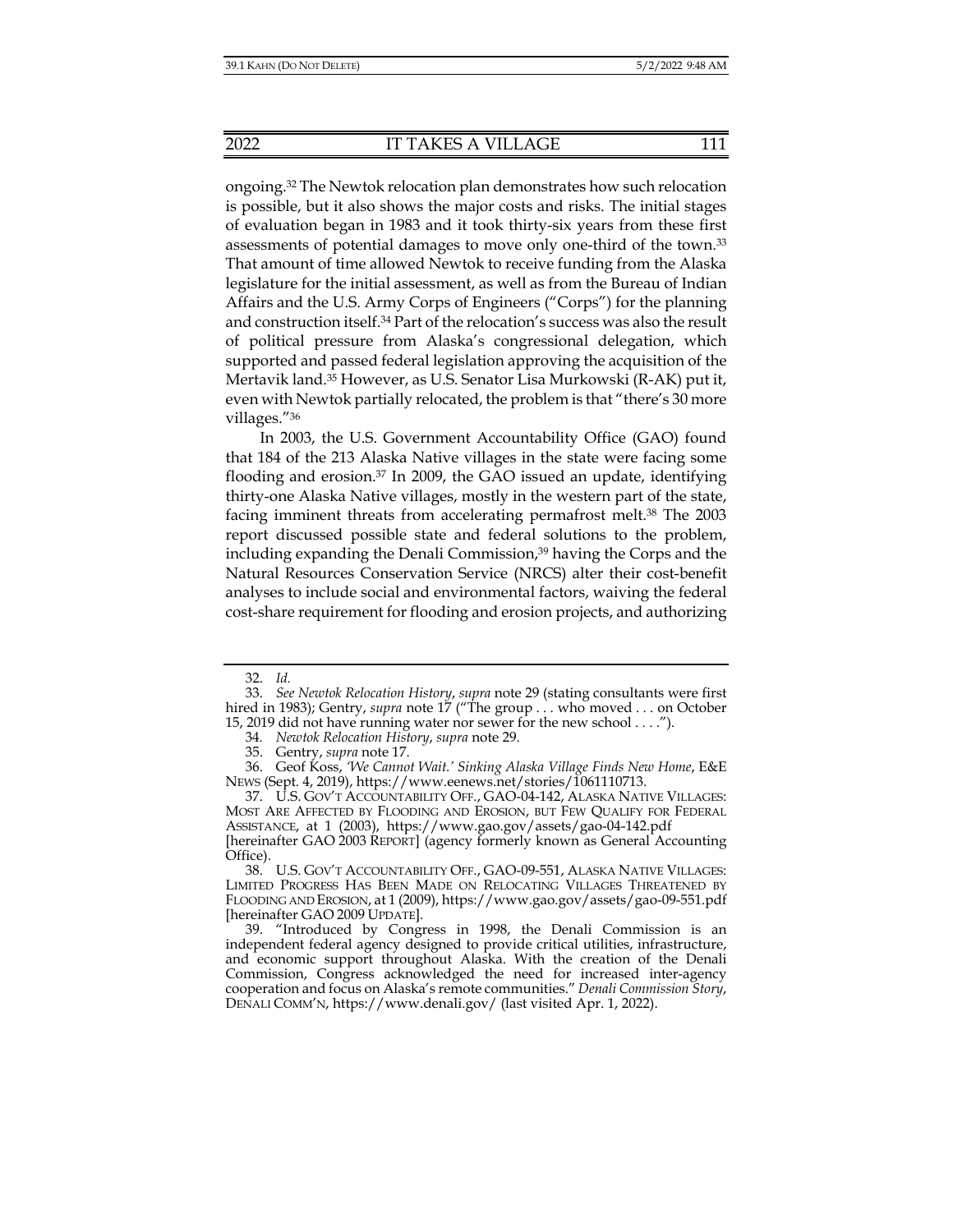ongoing.[32] The Newtok relocation plan demonstrates how such relocation is possible, but it also shows the major costs and risks. The initial stages of evaluation began in 1983 and it took thirty-six years from these first assessments of potential damages to move only one-third of the town.[33] That amount of time allowed Newtok to receive funding from the Alaska legislature for the initial assessment, as well as from the Bureau of Indian Affairs and the U.S. Army Corps of Engineers ("Corps") for the planning and construction itself.[34] Part of the relocation's success was also the result of political pressure from Alaska's congressional delegation, which supported and passed federal legislation approving the acquisition of the Mertavik land.[35] However, as U.S. Senator Lisa Murkowski (R-AK) put it, even with Newtok partially relocated, the problem is that "there's 30 more villages."[36]

In 2003, the U.S. Government Accountability Office (GAO) found that 184 of the 213 Alaska Native villages in the state were facing some flooding and erosion.[37] In 2009, the GAO issued an update, identifying thirty-one Alaska Native villages, mostly in the western part of the state, facing imminent threats from accelerating permafrost melt.[38] The 2003 report discussed possible state and federal solutions to the problem, including expanding the Denali Commission,[39] having the Corps and the Natural Resources Conservation Service (NRCS) alter their cost-benefit analyses to include social and environmental factors, waiving the federal cost-share requirement for flooding and erosion projects, and authorizing

---

32. *Id.*

33. *See Newtok Relocation History*, *supra* note 29 (stating consultants were first hired in 1983); Gentry, *supra* note 17 ("The group . . . who moved . . . on October 15, 2019 did not have running water nor sewer for the new school . . . .").

34. *Newtok Relocation History*, *supra* note 29.

35. Gentry, *supra* note 17.

36. Geof Koss, *'We Cannot Wait.' Sinking Alaska Village Finds New Home*, E&E NEWS (Sept. 4, 2019), https://www.eenews.net/stories/1061110713.

37. U.S. GOV'T ACCOUNTABILITY OFF., GAO-04-142, ALASKA NATIVE VILLAGES: MOST ARE AFFECTED BY FLOODING AND EROSION, BUT FEW QUALIFY FOR FEDERAL ASSISTANCE, at 1 (2003), https://www.gao.gov/assets/gao-04-142.pdf [hereinafter GAO 2003 REPORT] (agency formerly known as General Accounting Office).

38. U.S. GOV'T ACCOUNTABILITY OFF., GAO-09-551, ALASKA NATIVE VILLAGES: LIMITED PROGRESS HAS BEEN MADE ON RELOCATING VILLAGES THREATENED BY FLOODING AND EROSION, at 1 (2009), https://www.gao.gov/assets/gao-09-551.pdf [hereinafter GAO 2009 UPDATE].

39. "Introduced by Congress in 1998, the Denali Commission is an independent federal agency designed to provide critical utilities, infrastructure, and economic support throughout Alaska. With the creation of the Denali Commission, Congress acknowledged the need for increased inter-agency cooperation and focus on Alaska's remote communities." *Denali Commission Story*, DENALI COMM'N, https://www.denali.gov/ (last visited Apr. 1, 2022).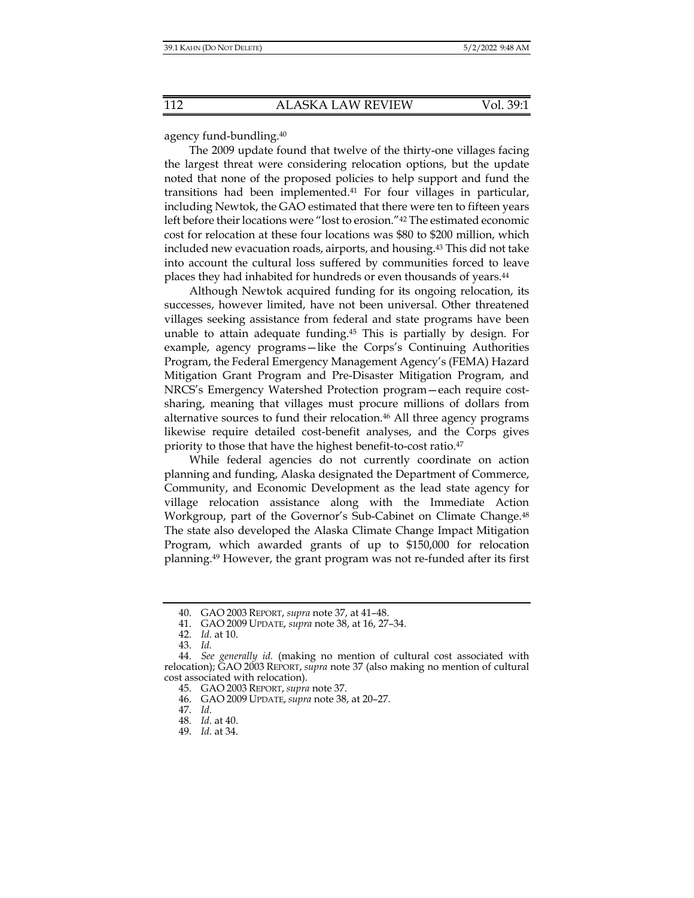agency fund-bundling.[40]

The 2009 update found that twelve of the thirty-one villages facing the largest threat were considering relocation options, but the update noted that none of the proposed policies to help support and fund the transitions had been implemented.[41] For four villages in particular, including Newtok, the GAO estimated that there were ten to fifteen years left before their locations were "lost to erosion."[42] The estimated economic cost for relocation at these four locations was $80 to $200 million, which included new evacuation roads, airports, and housing.[43] This did not take into account the cultural loss suffered by communities forced to leave places they had inhabited for hundreds or even thousands of years.[44]

Although Newtok acquired funding for its ongoing relocation, its successes, however limited, have not been universal. Other threatened villages seeking assistance from federal and state programs have been unable to attain adequate funding.[45] This is partially by design. For example, agency programs—like the Corps's Continuing Authorities Program, the Federal Emergency Management Agency's (FEMA) Hazard Mitigation Grant Program and Pre-Disaster Mitigation Program, and NRCS's Emergency Watershed Protection program—each require cost-sharing, meaning that villages must procure millions of dollars from alternative sources to fund their relocation.[46] All three agency programs likewise require detailed cost-benefit analyses, and the Corps gives priority to those that have the highest benefit-to-cost ratio.[47]

While federal agencies do not currently coordinate on action planning and funding, Alaska designated the Department of Commerce, Community, and Economic Development as the lead state agency for village relocation assistance along with the Immediate Action Workgroup, part of the Governor's Sub-Cabinet on Climate Change.[48] The state also developed the Alaska Climate Change Impact Mitigation Program, which awarded grants of up to $150,000 for relocation planning.[49] However, the grant program was not re-funded after its first

---

40. GAO 2003 REPORT, *supra* note 37, at 41–48.

41. GAO 2009 UPDATE, *supra* note 38, at 16, 27–34.

42. *Id.* at 10.

43. *Id.*

44. *See generally id.* (making no mention of cultural cost associated with relocation); GAO 2003 REPORT, *supra* note 37 (also making no mention of cultural cost associated with relocation).

45. GAO 2003 REPORT, *supra* note 37.

46. GAO 2009 UPDATE, *supra* note 38, at 20–27.

47. *Id.*

48. *Id.* at 40.

49. *Id.* at 34.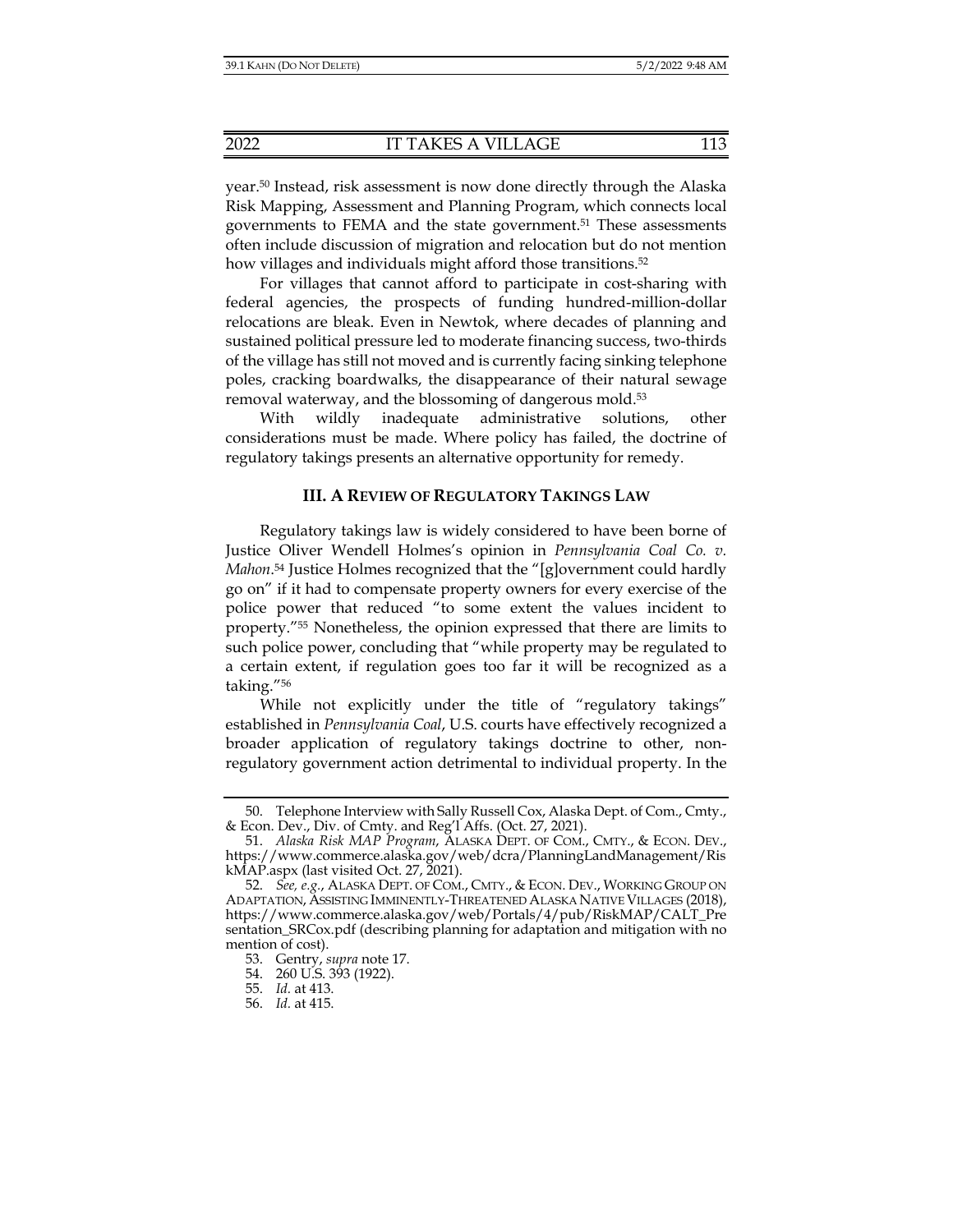year.[50] Instead, risk assessment is now done directly through the Alaska Risk Mapping, Assessment and Planning Program, which connects local governments to FEMA and the state government.[51] These assessments often include discussion of migration and relocation but do not mention how villages and individuals might afford those transitions.[52]

For villages that cannot afford to participate in cost-sharing with federal agencies, the prospects of funding hundred-million-dollar relocations are bleak. Even in Newtok, where decades of planning and sustained political pressure led to moderate financing success, two-thirds of the village has still not moved and is currently facing sinking telephone poles, cracking boardwalks, the disappearance of their natural sewage removal waterway, and the blossoming of dangerous mold.[53]

With wildly inadequate administrative solutions, other considerations must be made. Where policy has failed, the doctrine of regulatory takings presents an alternative opportunity for remedy.

## III. A REVIEW OF REGULATORY TAKINGS LAW

Regulatory takings law is widely considered to have been borne of Justice Oliver Wendell Holmes's opinion in *Pennsylvania Coal Co. v. Mahon*.[54] Justice Holmes recognized that the "[g]overnment could hardly go on" if it had to compensate property owners for every exercise of the police power that reduced "to some extent the values incident to property."[55] Nonetheless, the opinion expressed that there are limits to such police power, concluding that "while property may be regulated to a certain extent, if regulation goes too far it will be recognized as a taking."[56]

While not explicitly under the title of "regulatory takings" established in *Pennsylvania Coal*, U.S. courts have effectively recognized a broader application of regulatory takings doctrine to other, non-regulatory government action detrimental to individual property. In the

---

50. Telephone Interview with Sally Russell Cox, Alaska Dept. of Com., Cmty., & Econ. Dev., Div. of Cmty. and Reg'l Affs. (Oct. 27, 2021).

51. *Alaska Risk MAP Program*, ALASKA DEPT. OF COM., CMTY., & ECON. DEV., https://www.commerce.alaska.gov/web/dcra/PlanningLandManagement/RiskMAP.aspx (last visited Oct. 27, 2021).

52. *See, e.g.*, ALASKA DEPT. OF COM., CMTY., & ECON. DEV., WORKING GROUP ON ADAPTATION, ASSISTING IMMINENTLY-THREATENED ALASKA NATIVE VILLAGES (2018), https://www.commerce.alaska.gov/web/Portals/4/pub/RiskMAP/CALT_Presentation_SRCox.pdf (describing planning for adaptation and mitigation with no mention of cost).

53. Gentry, *supra* note 17.

54. 260 U.S. 393 (1922).

55. *Id.* at 413.

56. *Id.* at 415.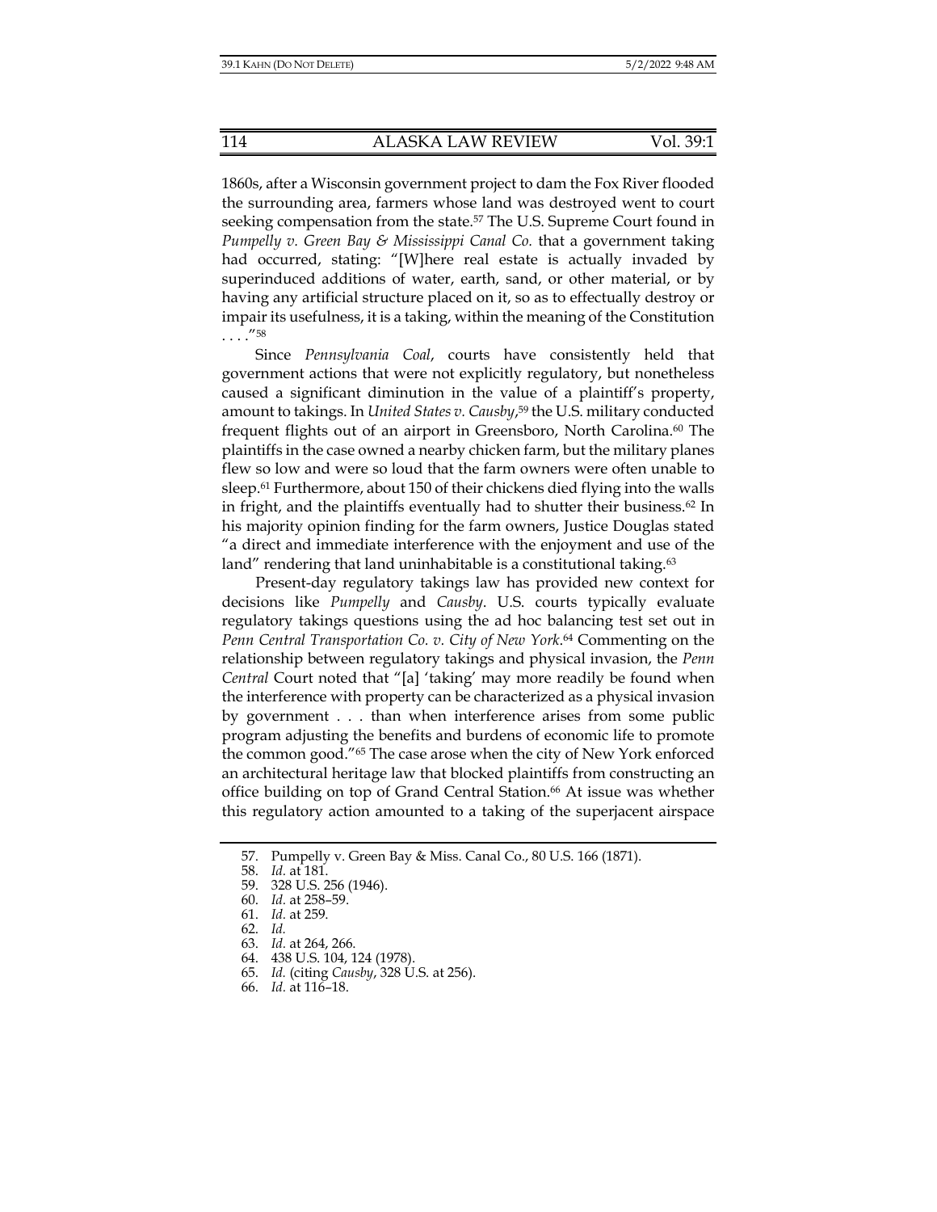1860s, after a Wisconsin government project to dam the Fox River flooded the surrounding area, farmers whose land was destroyed went to court seeking compensation from the state.[57] The U.S. Supreme Court found in *Pumpelly v. Green Bay & Mississippi Canal Co.* that a government taking had occurred, stating: "[W]here real estate is actually invaded by superinduced additions of water, earth, sand, or other material, or by having any artificial structure placed on it, so as to effectually destroy or impair its usefulness, it is a taking, within the meaning of the Constitution . . . ."[58]

Since *Pennsylvania Coal*, courts have consistently held that government actions that were not explicitly regulatory, but nonetheless caused a significant diminution in the value of a plaintiff's property, amount to takings. In *United States v. Causby*,[59] the U.S. military conducted frequent flights out of an airport in Greensboro, North Carolina.[60] The plaintiffs in the case owned a nearby chicken farm, but the military planes flew so low and were so loud that the farm owners were often unable to sleep.[61] Furthermore, about 150 of their chickens died flying into the walls in fright, and the plaintiffs eventually had to shutter their business.[62] In his majority opinion finding for the farm owners, Justice Douglas stated "a direct and immediate interference with the enjoyment and use of the land" rendering that land uninhabitable is a constitutional taking.[63]

Present-day regulatory takings law has provided new context for decisions like *Pumpelly* and *Causby*. U.S. courts typically evaluate regulatory takings questions using the ad hoc balancing test set out in *Penn Central Transportation Co. v. City of New York*.[64] Commenting on the relationship between regulatory takings and physical invasion, the *Penn Central* Court noted that "[a] 'taking' may more readily be found when the interference with property can be characterized as a physical invasion by government . . . than when interference arises from some public program adjusting the benefits and burdens of economic life to promote the common good."[65] The case arose when the city of New York enforced an architectural heritage law that blocked plaintiffs from constructing an office building on top of Grand Central Station.[66] At issue was whether this regulatory action amounted to a taking of the superjacent airspace

---

57. Pumpelly v. Green Bay & Miss. Canal Co., 80 U.S. 166 (1871).
58. *Id.* at 181.
59. 328 U.S. 256 (1946).
60. *Id.* at 258–59.
61. *Id.* at 259.
62. *Id.*
63. *Id.* at 264, 266.
64. 438 U.S. 104, 124 (1978).
65. *Id.* (citing *Causby*, 328 U.S. at 256).
66. *Id.* at 116–18.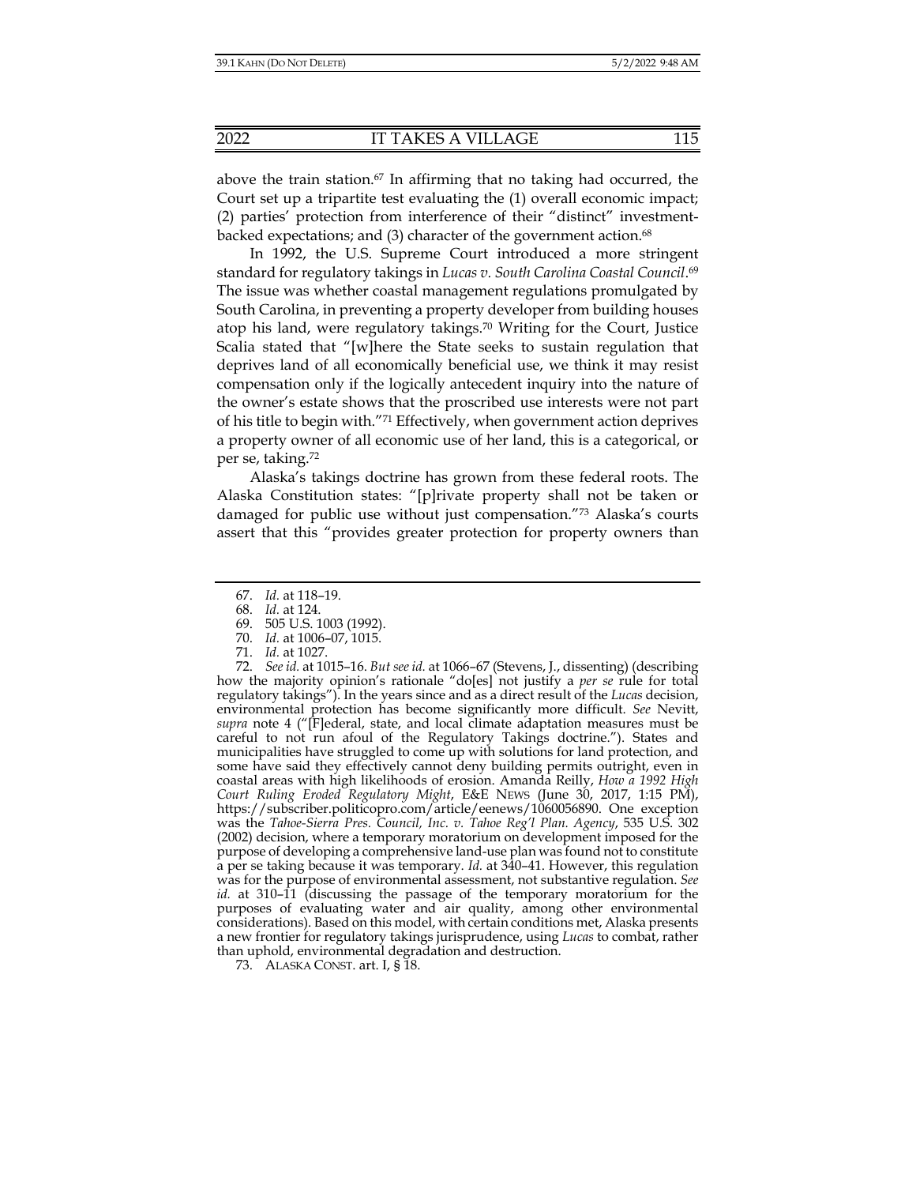above the train station.[67] In affirming that no taking had occurred, the Court set up a tripartite test evaluating the (1) overall economic impact; (2) parties' protection from interference of their "distinct" investment-backed expectations; and (3) character of the government action.[68]

In 1992, the U.S. Supreme Court introduced a more stringent standard for regulatory takings in *Lucas v. South Carolina Coastal Council*.[69] The issue was whether coastal management regulations promulgated by South Carolina, in preventing a property developer from building houses atop his land, were regulatory takings.[70] Writing for the Court, Justice Scalia stated that "[w]here the State seeks to sustain regulation that deprives land of all economically beneficial use, we think it may resist compensation only if the logically antecedent inquiry into the nature of the owner's estate shows that the proscribed use interests were not part of his title to begin with."[71] Effectively, when government action deprives a property owner of all economic use of her land, this is a categorical, or per se, taking.[72]

Alaska's takings doctrine has grown from these federal roots. The Alaska Constitution states: "[p]rivate property shall not be taken or damaged for public use without just compensation."[73] Alaska's courts assert that this "provides greater protection for property owners than

---

67. *Id.* at 118–19.

68. *Id.* at 124.

69. 505 U.S. 1003 (1992).

70. *Id.* at 1006–07, 1015.

71. *Id.* at 1027.

72. *See id.* at 1015–16. *But see id.* at 1066–67 (Stevens, J., dissenting) (describing how the majority opinion's rationale "do[es] not justify a *per se* rule for total regulatory takings"). In the years since and as a direct result of the *Lucas* decision, environmental protection has become significantly more difficult. *See* Nevitt, *supra* note 4 ("[F]ederal, state, and local climate adaptation measures must be careful to not run afoul of the Regulatory Takings doctrine."). States and municipalities have struggled to come up with solutions for land protection, and some have said they effectively cannot deny building permits outright, even in coastal areas with high likelihoods of erosion. Amanda Reilly, *How a 1992 High Court Ruling Eroded Regulatory Might*, E&E NEWS (June 30, 2017, 1:15 PM), https://subscriber.politicopro.com/article/eenews/1060056890. One exception was the *Tahoe-Sierra Pres. Council, Inc. v. Tahoe Reg'l Plan. Agency*, 535 U.S. 302 (2002) decision, where a temporary moratorium on development imposed for the purpose of developing a comprehensive land-use plan was found not to constitute a per se taking because it was temporary. *Id.* at 340–41. However, this regulation was for the purpose of environmental assessment, not substantive regulation. *See id.* at 310–11 (discussing the passage of the temporary moratorium for the purposes of evaluating water and air quality, among other environmental considerations). Based on this model, with certain conditions met, Alaska presents a new frontier for regulatory takings jurisprudence, using *Lucas* to combat, rather than uphold, environmental degradation and destruction.

73. ALASKA CONST. art. I, § 18.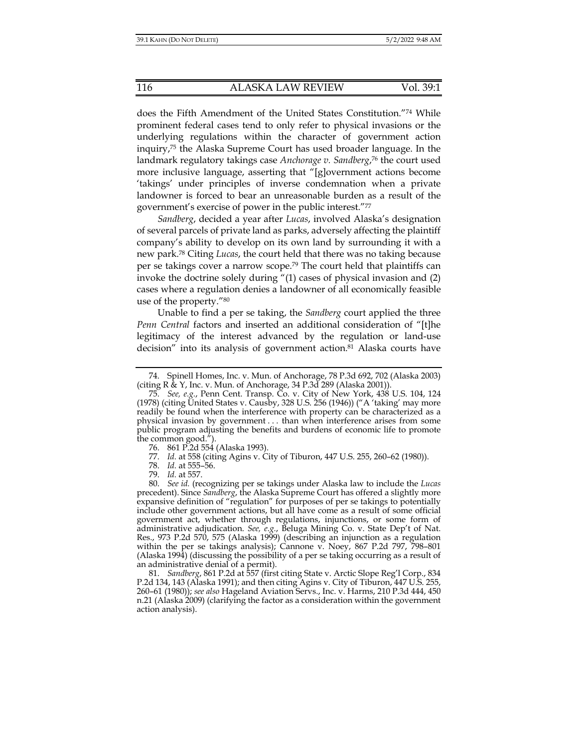does the Fifth Amendment of the United States Constitution."[74] While prominent federal cases tend to only refer to physical invasions or the underlying regulations within the character of government action inquiry,[75] the Alaska Supreme Court has used broader language. In the landmark regulatory takings case *Anchorage v. Sandberg*,[76] the court used more inclusive language, asserting that "[g]overnment actions become 'takings' under principles of inverse condemnation when a private landowner is forced to bear an unreasonable burden as a result of the government's exercise of power in the public interest."[77]

*Sandberg*, decided a year after *Lucas*, involved Alaska's designation of several parcels of private land as parks, adversely affecting the plaintiff company's ability to develop on its own land by surrounding it with a new park.[78] Citing *Lucas*, the court held that there was no taking because per se takings cover a narrow scope.[79] The court held that plaintiffs can invoke the doctrine solely during "(1) cases of physical invasion and (2) cases where a regulation denies a landowner of all economically feasible use of the property."[80]

Unable to find a per se taking, the *Sandberg* court applied the three *Penn Central* factors and inserted an additional consideration of "[t]he legitimacy of the interest advanced by the regulation or land-use decision" into its analysis of government action.[81] Alaska courts have

---

74. Spinell Homes, Inc. v. Mun. of Anchorage, 78 P.3d 692, 702 (Alaska 2003) (citing R & Y, Inc. v. Mun. of Anchorage, 34 P.3d 289 (Alaska 2001)).

75. *See, e.g.*, Penn Cent. Transp. Co. v. City of New York, 438 U.S. 104, 124 (1978) (citing United States v. Causby, 328 U.S. 256 (1946)) ("A 'taking' may more readily be found when the interference with property can be characterized as a physical invasion by government . . . than when interference arises from some public program adjusting the benefits and burdens of economic life to promote the common good.").

76. 861 P.2d 554 (Alaska 1993).

77. *Id.* at 558 (citing Agins v. City of Tiburon, 447 U.S. 255, 260–62 (1980)).

78. *Id.* at 555–56.

79. *Id.* at 557.

80. *See id.* (recognizing per se takings under Alaska law to include the *Lucas* precedent). Since *Sandberg*, the Alaska Supreme Court has offered a slightly more expansive definition of "regulation" for purposes of per se takings to potentially include other government actions, but all have come as a result of some official government act, whether through regulations, injunctions, or some form of administrative adjudication. *See, e.g.*, Beluga Mining Co. v. State Dep't of Nat. Res., 973 P.2d 570, 575 (Alaska 1999) (describing an injunction as a regulation within the per se takings analysis); Cannone v. Noey, 867 P.2d 797, 798–801 (Alaska 1994) (discussing the possibility of a per se taking occurring as a result of an administrative denial of a permit).

81. *Sandberg*, 861 P.2d at 557 (first citing State v. Arctic Slope Reg'l Corp., 834 P.2d 134, 143 (Alaska 1991); and then citing Agins v. City of Tiburon, 447 U.S. 255, 260–61 (1980)); *see also* Hageland Aviation Servs., Inc. v. Harms, 210 P.3d 444, 450 n.21 (Alaska 2009) (clarifying the factor as a consideration within the government action analysis).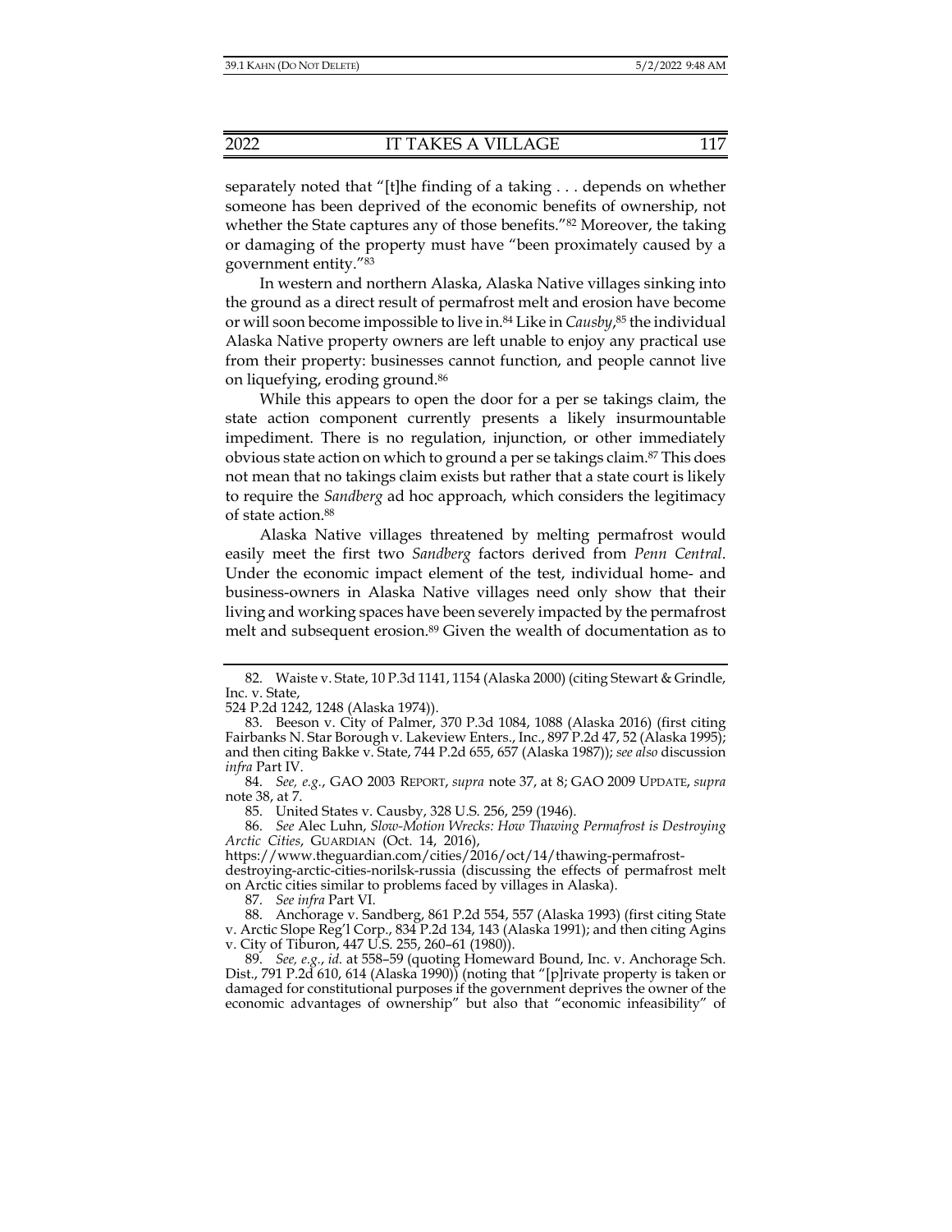separately noted that "[t]he finding of a taking . . . depends on whether someone has been deprived of the economic benefits of ownership, not whether the State captures any of those benefits."[82] Moreover, the taking or damaging of the property must have "been proximately caused by a government entity."[83]

In western and northern Alaska, Alaska Native villages sinking into the ground as a direct result of permafrost melt and erosion have become or will soon become impossible to live in.[84] Like in *Causby*,[85] the individual Alaska Native property owners are left unable to enjoy any practical use from their property: businesses cannot function, and people cannot live on liquefying, eroding ground.[86]

While this appears to open the door for a per se takings claim, the state action component currently presents a likely insurmountable impediment. There is no regulation, injunction, or other immediately obvious state action on which to ground a per se takings claim.[87] This does not mean that no takings claim exists but rather that a state court is likely to require the *Sandberg* ad hoc approach, which considers the legitimacy of state action.[88]

Alaska Native villages threatened by melting permafrost would easily meet the first two *Sandberg* factors derived from *Penn Central*. Under the economic impact element of the test, individual home- and business-owners in Alaska Native villages need only show that their living and working spaces have been severely impacted by the permafrost melt and subsequent erosion.[89] Given the wealth of documentation as to

---

82. Waiste v. State, 10 P.3d 1141, 1154 (Alaska 2000) (citing Stewart & Grindle, Inc. v. State, 524 P.2d 1242, 1248 (Alaska 1974)).

83. Beeson v. City of Palmer, 370 P.3d 1084, 1088 (Alaska 2016) (first citing Fairbanks N. Star Borough v. Lakeview Enters., Inc., 897 P.2d 47, 52 (Alaska 1995); and then citing Bakke v. State, 744 P.2d 655, 657 (Alaska 1987)); *see also* discussion *infra* Part IV.

84. *See, e.g.*, GAO 2003 REPORT, *supra* note 37, at 8; GAO 2009 UPDATE, *supra* note 38, at 7.

85. United States v. Causby, 328 U.S. 256, 259 (1946).

86. *See* Alec Luhn, *Slow-Motion Wrecks: How Thawing Permafrost is Destroying Arctic Cities*, GUARDIAN (Oct. 14, 2016), https://www.theguardian.com/cities/2016/oct/14/thawing-permafrost-destroying-arctic-cities-norilsk-russia (discussing the effects of permafrost melt on Arctic cities similar to problems faced by villages in Alaska).

87. *See infra* Part VI.

88. Anchorage v. Sandberg, 861 P.2d 554, 557 (Alaska 1993) (first citing State v. Arctic Slope Reg'l Corp., 834 P.2d 134, 143 (Alaska 1991); and then citing Agins v. City of Tiburon, 447 U.S. 255, 260–61 (1980)).

89. *See, e.g.*, *id.* at 558–59 (quoting Homeward Bound, Inc. v. Anchorage Sch. Dist., 791 P.2d 610, 614 (Alaska 1990)) (noting that "[p]rivate property is taken or damaged for constitutional purposes if the government deprives the owner of the economic advantages of ownership" but also that "economic infeasibility" of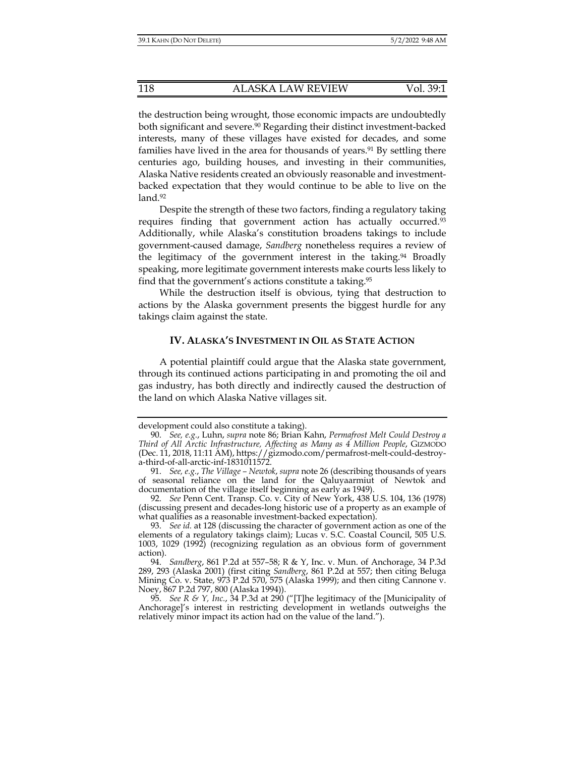the destruction being wrought, those economic impacts are undoubtedly both significant and severe.[90] Regarding their distinct investment-backed interests, many of these villages have existed for decades, and some families have lived in the area for thousands of years.[91] By settling there centuries ago, building houses, and investing in their communities, Alaska Native residents created an obviously reasonable and investment-backed expectation that they would continue to be able to live on the land.[92]

Despite the strength of these two factors, finding a regulatory taking requires finding that government action has actually occurred.[93] Additionally, while Alaska's constitution broadens takings to include government-caused damage, *Sandberg* nonetheless requires a review of the legitimacy of the government interest in the taking.[94] Broadly speaking, more legitimate government interests make courts less likely to find that the government's actions constitute a taking.[95]

While the destruction itself is obvious, tying that destruction to actions by the Alaska government presents the biggest hurdle for any takings claim against the state.

## IV. ALASKA'S INVESTMENT IN OIL AS STATE ACTION

A potential plaintiff could argue that the Alaska state government, through its continued actions participating in and promoting the oil and gas industry, has both directly and indirectly caused the destruction of the land on which Alaska Native villages sit.

---

development could also constitute a taking).

90. *See, e.g.*, Luhn, *supra* note 86; Brian Kahn, *Permafrost Melt Could Destroy a Third of All Arctic Infrastructure, Affecting as Many as 4 Million People*, GIZMODO (Dec. 11, 2018, 11:11 AM), https://gizmodo.com/permafrost-melt-could-destroy-a-third-of-all-arctic-inf-1831011572.

91. *See, e.g.*, *The Village – Newtok*, *supra* note 26 (describing thousands of years of seasonal reliance on the land for the Qaluyaarmiut of Newtok and documentation of the village itself beginning as early as 1949).

92. *See* Penn Cent. Transp. Co. v. City of New York, 438 U.S. 104, 136 (1978) (discussing present and decades-long historic use of a property as an example of what qualifies as a reasonable investment-backed expectation).

93. *See id.* at 128 (discussing the character of government action as one of the elements of a regulatory takings claim); Lucas v. S.C. Coastal Council, 505 U.S. 1003, 1029 (1992) (recognizing regulation as an obvious form of government action).

94. *Sandberg*, 861 P.2d at 557–58; R & Y, Inc. v. Mun. of Anchorage, 34 P.3d 289, 293 (Alaska 2001) (first citing *Sandberg*, 861 P.2d at 557; then citing Beluga Mining Co. v. State, 973 P.2d 570, 575 (Alaska 1999); and then citing Cannone v. Noey, 867 P.2d 797, 800 (Alaska 1994)).

95. *See R & Y, Inc.*, 34 P.3d at 290 ("[T]he legitimacy of the [Municipality of Anchorage]'s interest in restricting development in wetlands outweighs the relatively minor impact its action had on the value of the land.").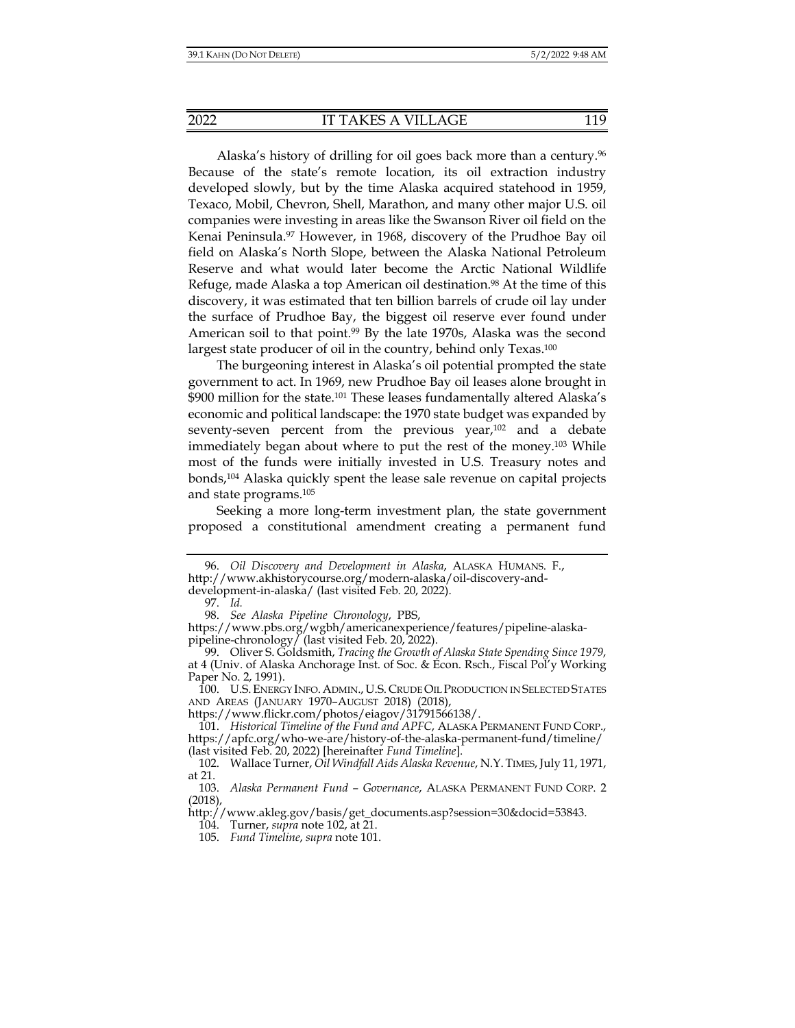Alaska's history of drilling for oil goes back more than a century.[96] Because of the state's remote location, its oil extraction industry developed slowly, but by the time Alaska acquired statehood in 1959, Texaco, Mobil, Chevron, Shell, Marathon, and many other major U.S. oil companies were investing in areas like the Swanson River oil field on the Kenai Peninsula.[97] However, in 1968, discovery of the Prudhoe Bay oil field on Alaska's North Slope, between the Alaska National Petroleum Reserve and what would later become the Arctic National Wildlife Refuge, made Alaska a top American oil destination.[98] At the time of this discovery, it was estimated that ten billion barrels of crude oil lay under the surface of Prudhoe Bay, the biggest oil reserve ever found under American soil to that point.[99] By the late 1970s, Alaska was the second largest state producer of oil in the country, behind only Texas.[100]

The burgeoning interest in Alaska's oil potential prompted the state government to act. In 1969, new Prudhoe Bay oil leases alone brought in $900 million for the state.[101] These leases fundamentally altered Alaska's economic and political landscape: the 1970 state budget was expanded by seventy-seven percent from the previous year,[102] and a debate immediately began about where to put the rest of the money.[103] While most of the funds were initially invested in U.S. Treasury notes and bonds,[104] Alaska quickly spent the lease sale revenue on capital projects and state programs.[105]

Seeking a more long-term investment plan, the state government proposed a constitutional amendment creating a permanent fund

---

96. *Oil Discovery and Development in Alaska*, ALASKA HUMANS. F., http://www.akhistorycourse.org/modern-alaska/oil-discovery-and-development-in-alaska/ (last visited Feb. 20, 2022).

97. *Id.*

98. *See Alaska Pipeline Chronology*, PBS, https://www.pbs.org/wgbh/americanexperience/features/pipeline-alaska-pipeline-chronology/ (last visited Feb. 20, 2022).

99. Oliver S. Goldsmith, *Tracing the Growth of Alaska State Spending Since 1979*, at 4 (Univ. of Alaska Anchorage Inst. of Soc. & Econ. Rsch., Fiscal Pol'y Working Paper No. 2, 1991).

100. U.S. ENERGY INFO. ADMIN., U.S. CRUDE OIL PRODUCTION IN SELECTED STATES AND AREAS (JANUARY 1970–AUGUST 2018) (2018), https://www.flickr.com/photos/eiagov/31791566138/.

101. *Historical Timeline of the Fund and APFC*, ALASKA PERMANENT FUND CORP., https://apfc.org/who-we-are/history-of-the-alaska-permanent-fund/timeline/ (last visited Feb. 20, 2022) [hereinafter *Fund Timeline*].

102. Wallace Turner, *Oil Windfall Aids Alaska Revenue*, N.Y. TIMES, July 11, 1971, at 21.

103. *Alaska Permanent Fund – Governance*, ALASKA PERMANENT FUND CORP. 2 (2018), http://www.akleg.gov/basis/get_documents.asp?session=30&docid=53843.

104. Turner, *supra* note 102, at 21.

105. *Fund Timeline*, *supra* note 101.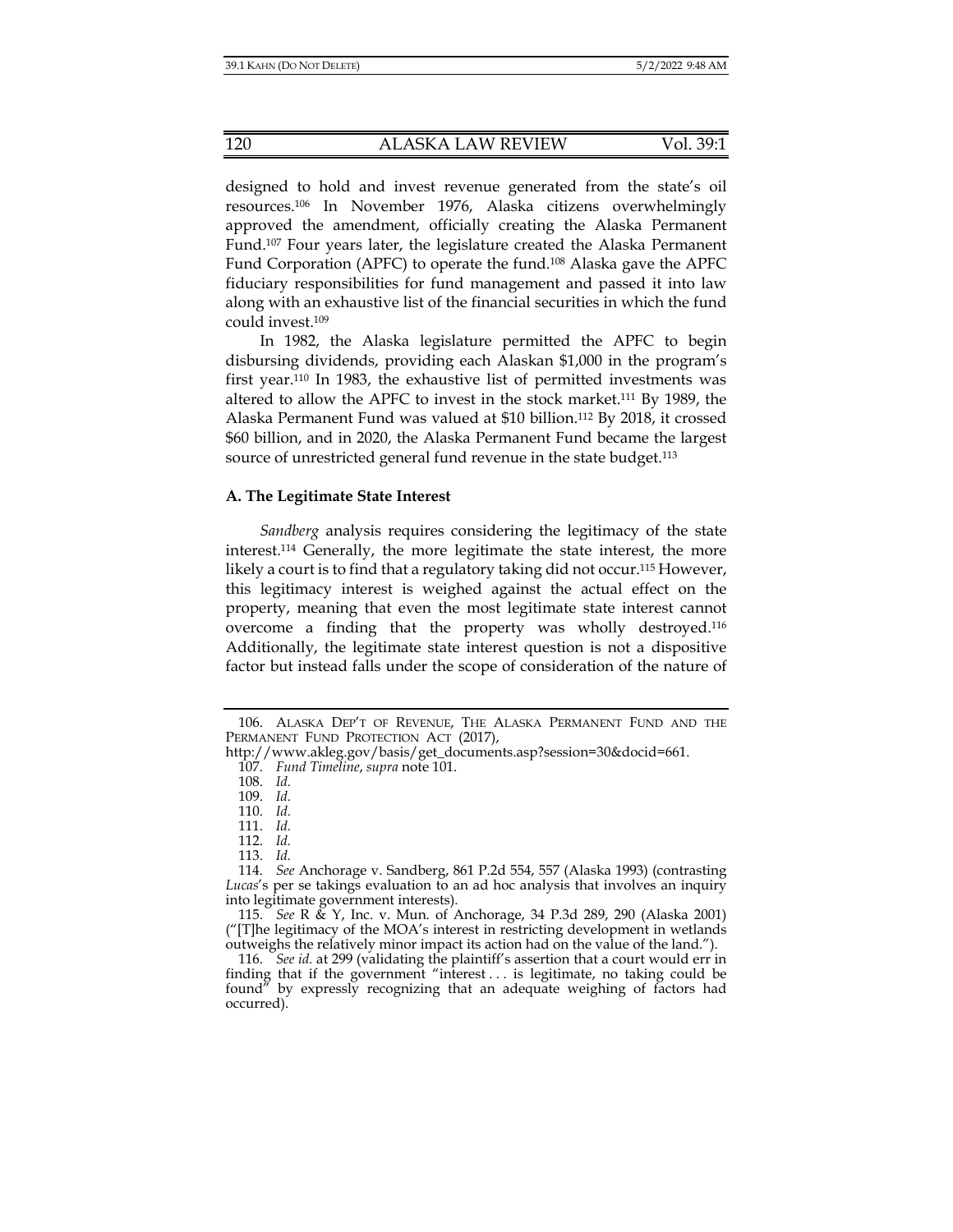designed to hold and invest revenue generated from the state's oil resources.[106] In November 1976, Alaska citizens overwhelmingly approved the amendment, officially creating the Alaska Permanent Fund.[107] Four years later, the legislature created the Alaska Permanent Fund Corporation (APFC) to operate the fund.[108] Alaska gave the APFC fiduciary responsibilities for fund management and passed it into law along with an exhaustive list of the financial securities in which the fund could invest.[109]

In 1982, the Alaska legislature permitted the APFC to begin disbursing dividends, providing each Alaskan $1,000 in the program's first year.[110] In 1983, the exhaustive list of permitted investments was altered to allow the APFC to invest in the stock market.[111] By 1989, the Alaska Permanent Fund was valued at $10 billion.[112] By 2018, it crossed $60 billion, and in 2020, the Alaska Permanent Fund became the largest source of unrestricted general fund revenue in the state budget.[113]

### A. The Legitimate State Interest

*Sandberg* analysis requires considering the legitimacy of the state interest.[114] Generally, the more legitimate the state interest, the more likely a court is to find that a regulatory taking did not occur.[115] However, this legitimacy interest is weighed against the actual effect on the property, meaning that even the most legitimate state interest cannot overcome a finding that the property was wholly destroyed.[116] Additionally, the legitimate state interest question is not a dispositive factor but instead falls under the scope of consideration of the nature of

---

106. ALASKA DEP'T OF REVENUE, THE ALASKA PERMANENT FUND AND THE PERMANENT FUND PROTECTION ACT (2017), http://www.akleg.gov/basis/get_documents.asp?session=30&docid=661.

107. *Fund Timeline*, *supra* note 101.

108. *Id.*

109. *Id.*

110. *Id.*

111. *Id.*

112. *Id.*

113. *Id.*

114. *See* Anchorage v. Sandberg, 861 P.2d 554, 557 (Alaska 1993) (contrasting *Lucas*'s per se takings evaluation to an ad hoc analysis that involves an inquiry into legitimate government interests).

115. *See* R & Y, Inc. v. Mun. of Anchorage, 34 P.3d 289, 290 (Alaska 2001) ("[T]he legitimacy of the MOA's interest in restricting development in wetlands outweighs the relatively minor impact its action had on the value of the land.").

116. *See id.* at 299 (validating the plaintiff's assertion that a court would err in finding that if the government "interest . . . is legitimate, no taking could be found" by expressly recognizing that an adequate weighing of factors had occurred).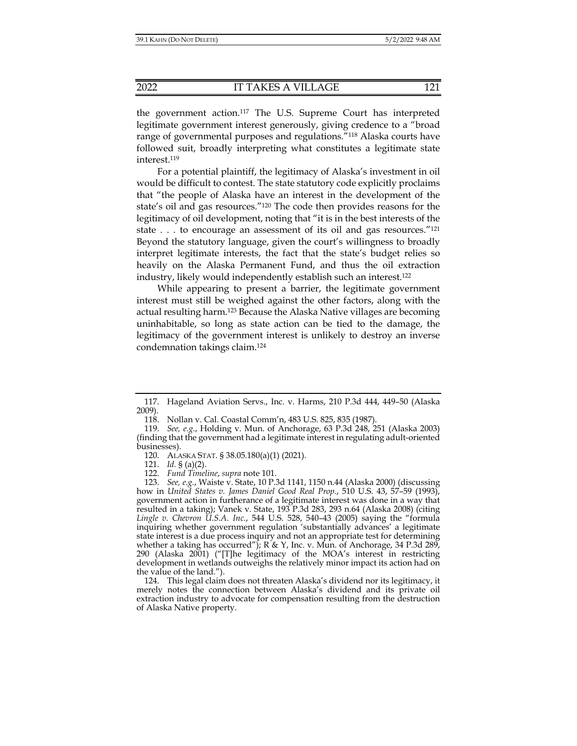the government action.[117] The U.S. Supreme Court has interpreted legitimate government interest generously, giving credence to a "broad range of governmental purposes and regulations."[118] Alaska courts have followed suit, broadly interpreting what constitutes a legitimate state interest.[119]

For a potential plaintiff, the legitimacy of Alaska's investment in oil would be difficult to contest. The state statutory code explicitly proclaims that "the people of Alaska have an interest in the development of the state's oil and gas resources."[120] The code then provides reasons for the legitimacy of oil development, noting that "it is in the best interests of the state . . . to encourage an assessment of its oil and gas resources."[121] Beyond the statutory language, given the court's willingness to broadly interpret legitimate interests, the fact that the state's budget relies so heavily on the Alaska Permanent Fund, and thus the oil extraction industry, likely would independently establish such an interest.[122]

While appearing to present a barrier, the legitimate government interest must still be weighed against the other factors, along with the actual resulting harm.[123] Because the Alaska Native villages are becoming uninhabitable, so long as state action can be tied to the damage, the legitimacy of the government interest is unlikely to destroy an inverse condemnation takings claim.[124]

---

117. Hageland Aviation Servs., Inc. v. Harms, 210 P.3d 444, 449–50 (Alaska 2009).

118. Nollan v. Cal. Coastal Comm'n, 483 U.S. 825, 835 (1987).

119. *See, e.g.*, Holding v. Mun. of Anchorage, 63 P.3d 248, 251 (Alaska 2003) (finding that the government had a legitimate interest in regulating adult-oriented businesses).

120. ALASKA STAT. § 38.05.180(a)(1) (2021).

121. *Id.* § (a)(2).

122. *Fund Timeline*, *supra* note 101.

123. *See, e.g.*, Waiste v. State, 10 P.3d 1141, 1150 n.44 (Alaska 2000) (discussing how in *United States v. James Daniel Good Real Prop.*, 510 U.S. 43, 57–59 (1993), government action in furtherance of a legitimate interest was done in a way that resulted in a taking); Vanek v. State, 193 P.3d 283, 293 n.64 (Alaska 2008) (citing *Lingle v. Chevron U.S.A. Inc.*, 544 U.S. 528, 540–43 (2005) saying the "formula inquiring whether government regulation 'substantially advances' a legitimate state interest is a due process inquiry and not an appropriate test for determining whether a taking has occurred"); R & Y, Inc. v. Mun. of Anchorage, 34 P.3d 289, 290 (Alaska 2001) ("[T]he legitimacy of the MOA's interest in restricting development in wetlands outweighs the relatively minor impact its action had on the value of the land.").

124. This legal claim does not threaten Alaska's dividend nor its legitimacy, it merely notes the connection between Alaska's dividend and its private oil extraction industry to advocate for compensation resulting from the destruction of Alaska Native property.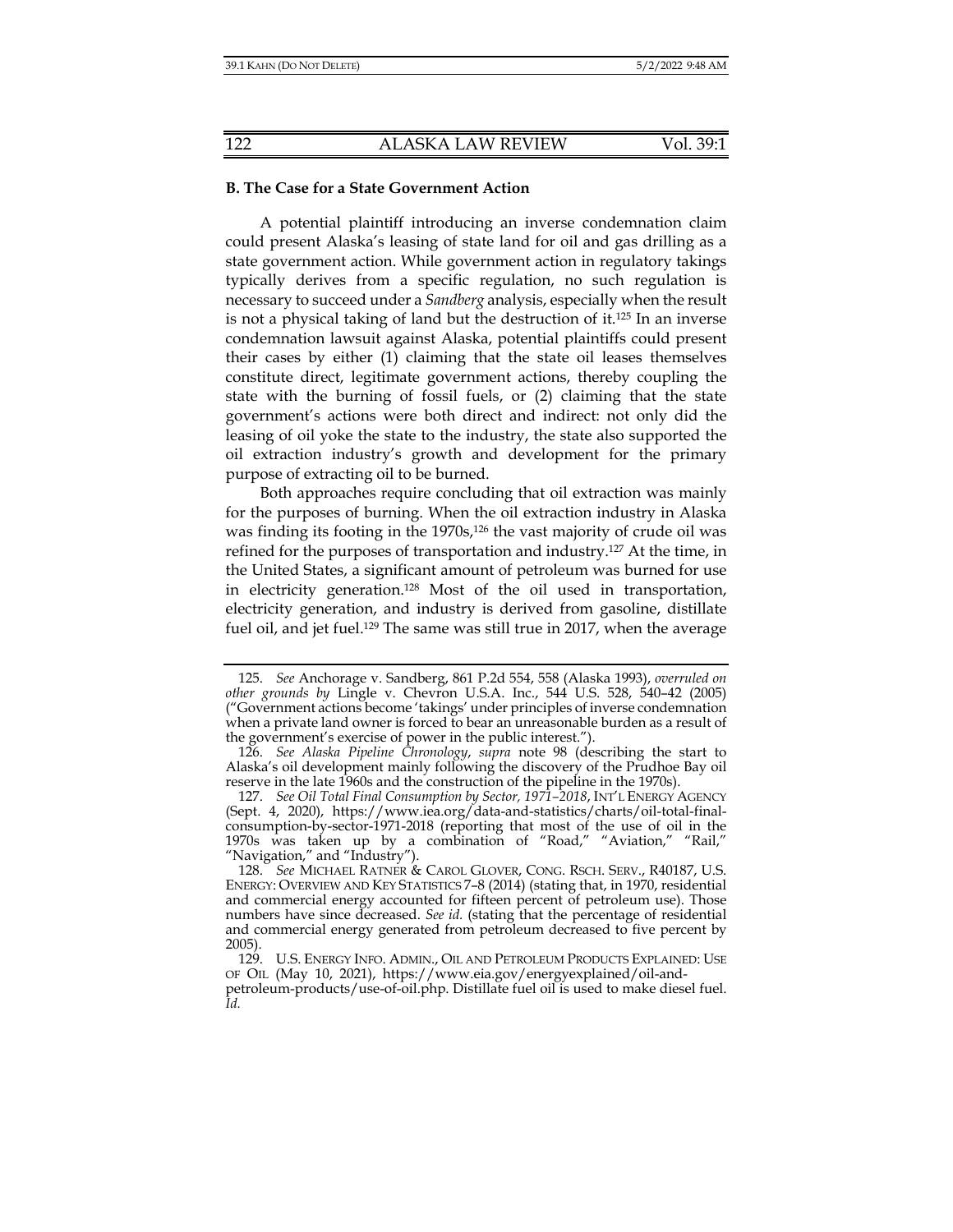### B. The Case for a State Government Action

A potential plaintiff introducing an inverse condemnation claim could present Alaska's leasing of state land for oil and gas drilling as a state government action. While government action in regulatory takings typically derives from a specific regulation, no such regulation is necessary to succeed under a *Sandberg* analysis, especially when the result is not a physical taking of land but the destruction of it.[125] In an inverse condemnation lawsuit against Alaska, potential plaintiffs could present their cases by either (1) claiming that the state oil leases themselves constitute direct, legitimate government actions, thereby coupling the state with the burning of fossil fuels, or (2) claiming that the state government's actions were both direct and indirect: not only did the leasing of oil yoke the state to the industry, the state also supported the oil extraction industry's growth and development for the primary purpose of extracting oil to be burned.

Both approaches require concluding that oil extraction was mainly for the purposes of burning. When the oil extraction industry in Alaska was finding its footing in the 1970s,[126] the vast majority of crude oil was refined for the purposes of transportation and industry.[127] At the time, in the United States, a significant amount of petroleum was burned for use in electricity generation.[128] Most of the oil used in transportation, electricity generation, and industry is derived from gasoline, distillate fuel oil, and jet fuel.[129] The same was still true in 2017, when the average

---

125. *See* Anchorage v. Sandberg, 861 P.2d 554, 558 (Alaska 1993), *overruled on other grounds by* Lingle v. Chevron U.S.A. Inc., 544 U.S. 528, 540–42 (2005) ("Government actions become 'takings' under principles of inverse condemnation when a private land owner is forced to bear an unreasonable burden as a result of the government's exercise of power in the public interest.").

126. *See Alaska Pipeline Chronology*, *supra* note 98 (describing the start to Alaska's oil development mainly following the discovery of the Prudhoe Bay oil reserve in the late 1960s and the construction of the pipeline in the 1970s).

127. *See Oil Total Final Consumption by Sector, 1971–2018*, INT'L ENERGY AGENCY (Sept. 4, 2020), https://www.iea.org/data-and-statistics/charts/oil-total-final-consumption-by-sector-1971-2018 (reporting that most of the use of oil in the 1970s was taken up by a combination of "Road," "Aviation," "Rail," "Navigation," and "Industry").

128. *See* MICHAEL RATNER & CAROL GLOVER, CONG. RSCH. SERV., R40187, U.S. ENERGY: OVERVIEW AND KEY STATISTICS 7–8 (2014) (stating that, in 1970, residential and commercial energy accounted for fifteen percent of petroleum use). Those numbers have since decreased. *See id.* (stating that the percentage of residential and commercial energy generated from petroleum decreased to five percent by 2005).

129. U.S. ENERGY INFO. ADMIN., OIL AND PETROLEUM PRODUCTS EXPLAINED: USE OF OIL (May 10, 2021), https://www.eia.gov/energyexplained/oil-and-petroleum-products/use-of-oil.php. Distillate fuel oil is used to make diesel fuel. *Id.*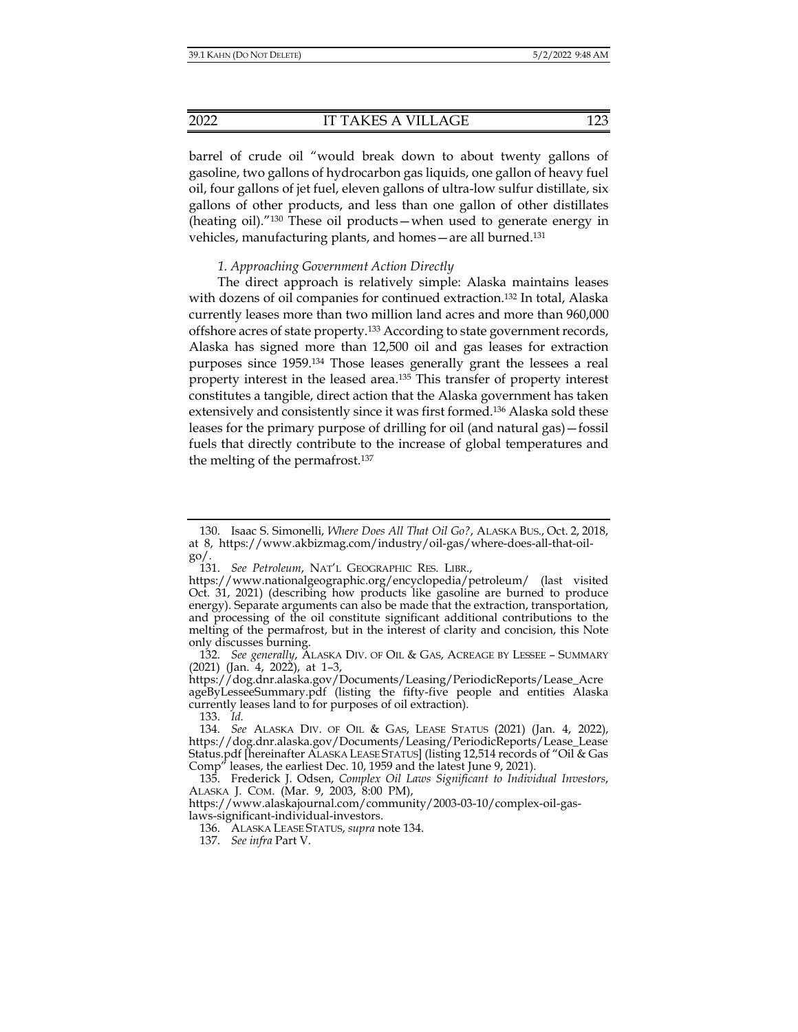barrel of crude oil "would break down to about twenty gallons of gasoline, two gallons of hydrocarbon gas liquids, one gallon of heavy fuel oil, four gallons of jet fuel, eleven gallons of ultra-low sulfur distillate, six gallons of other products, and less than one gallon of other distillates (heating oil)."[130] These oil products—when used to generate energy in vehicles, manufacturing plants, and homes—are all burned.[131]

### *1. Approaching Government Action Directly*

The direct approach is relatively simple: Alaska maintains leases with dozens of oil companies for continued extraction.[132] In total, Alaska currently leases more than two million land acres and more than 960,000 offshore acres of state property.[133] According to state government records, Alaska has signed more than 12,500 oil and gas leases for extraction purposes since 1959.[134] Those leases generally grant the lessees a real property interest in the leased area.[135] This transfer of property interest constitutes a tangible, direct action that the Alaska government has taken extensively and consistently since it was first formed.[136] Alaska sold these leases for the primary purpose of drilling for oil (and natural gas)—fossil fuels that directly contribute to the increase of global temperatures and the melting of the permafrost.[137]

---

130. Isaac S. Simonelli, *Where Does All That Oil Go?*, ALASKA BUS., Oct. 2, 2018, at 8, https://www.akbizmag.com/industry/oil-gas/where-does-all-that-oil-go/.

131. *See Petroleum*, NAT'L GEOGRAPHIC RES. LIBR., https://www.nationalgeographic.org/encyclopedia/petroleum/ (last visited Oct. 31, 2021) (describing how products like gasoline are burned to produce energy). Separate arguments can also be made that the extraction, transportation, and processing of the oil constitute significant additional contributions to the melting of the permafrost, but in the interest of clarity and concision, this Note only discusses burning.

132. *See generally*, ALASKA DIV. OF OIL & GAS, ACREAGE BY LESSEE – SUMMARY (2021) (Jan. 4, 2022), at 1–3, https://dog.dnr.alaska.gov/Documents/Leasing/PeriodicReports/Lease_AcreageByLesseeSummary.pdf (listing the fifty-five people and entities Alaska currently leases land to for purposes of oil extraction).

133. *Id.*

134. *See* ALASKA DIV. OF OIL & GAS, LEASE STATUS (2021) (Jan. 4, 2022), https://dog.dnr.alaska.gov/Documents/Leasing/PeriodicReports/Lease_LeaseStatus.pdf [hereinafter ALASKA LEASE STATUS] (listing 12,514 records of "Oil & Gas Comp" leases, the earliest Dec. 10, 1959 and the latest June 9, 2021).

135. Frederick J. Odsen, *Complex Oil Laws Significant to Individual Investors*, ALASKA J. COM. (Mar. 9, 2003, 8:00 PM), https://www.alaskajournal.com/community/2003-03-10/complex-oil-gas-laws-significant-individual-investors.

136. ALASKA LEASE STATUS, *supra* note 134.

137. *See infra* Part V.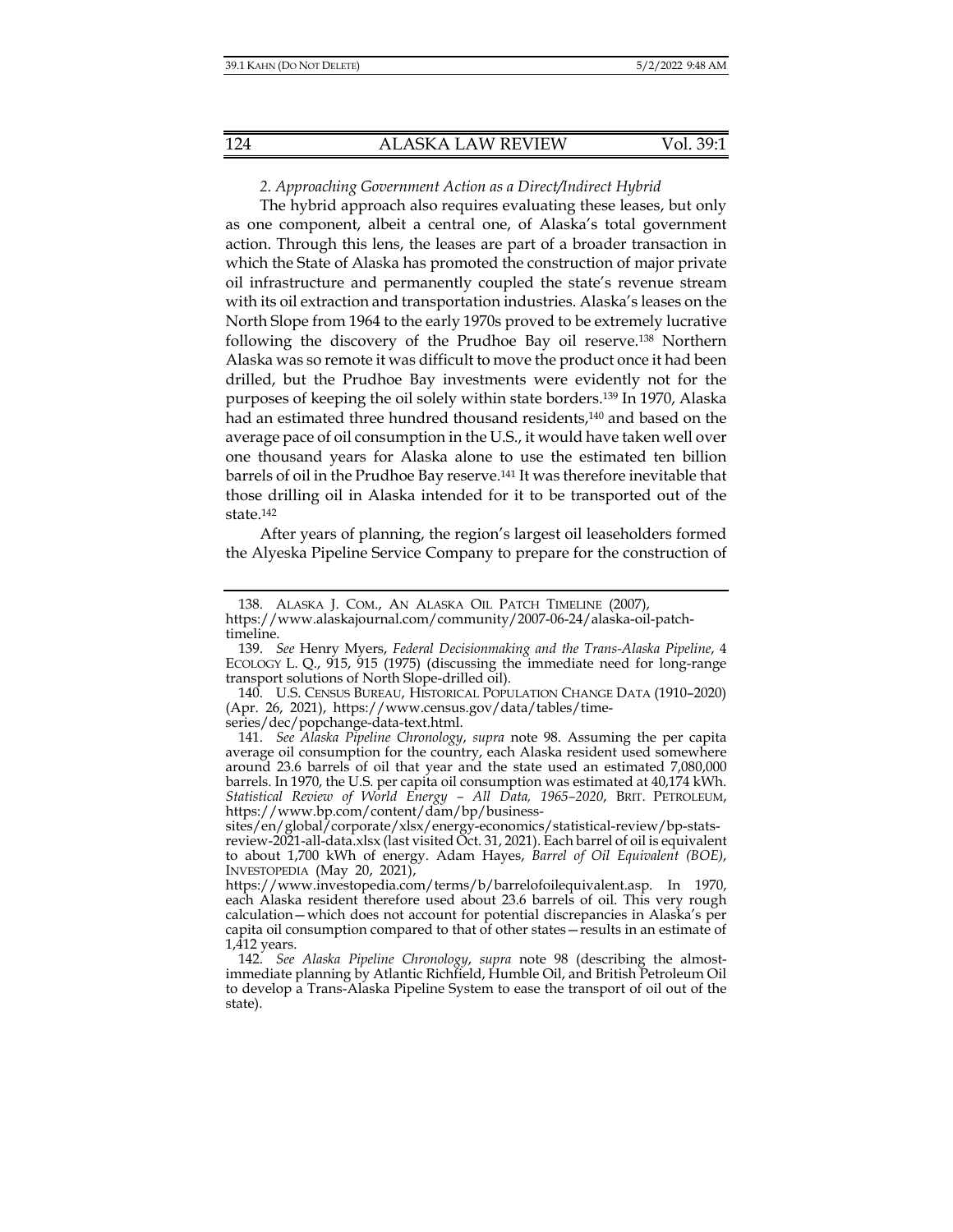*2. Approaching Government Action as a Direct/Indirect Hybrid*

The hybrid approach also requires evaluating these leases, but only as one component, albeit a central one, of Alaska's total government action. Through this lens, the leases are part of a broader transaction in which the State of Alaska has promoted the construction of major private oil infrastructure and permanently coupled the state's revenue stream with its oil extraction and transportation industries. Alaska's leases on the North Slope from 1964 to the early 1970s proved to be extremely lucrative following the discovery of the Prudhoe Bay oil reserve.[138] Northern Alaska was so remote it was difficult to move the product once it had been drilled, but the Prudhoe Bay investments were evidently not for the purposes of keeping the oil solely within state borders.[139] In 1970, Alaska had an estimated three hundred thousand residents,[140] and based on the average pace of oil consumption in the U.S., it would have taken well over one thousand years for Alaska alone to use the estimated ten billion barrels of oil in the Prudhoe Bay reserve.[141] It was therefore inevitable that those drilling oil in Alaska intended for it to be transported out of the state.[142]

After years of planning, the region's largest oil leaseholders formed the Alyeska Pipeline Service Company to prepare for the construction of

---

138. ALASKA J. COM., AN ALASKA OIL PATCH TIMELINE (2007), https://www.alaskajournal.com/community/2007-06-24/alaska-oil-patch-timeline.

139. *See* Henry Myers, *Federal Decisionmaking and the Trans-Alaska Pipeline*, 4 ECOLOGY L. Q., 915, 915 (1975) (discussing the immediate need for long-range transport solutions of North Slope-drilled oil).

140. U.S. CENSUS BUREAU, HISTORICAL POPULATION CHANGE DATA (1910–2020) (Apr. 26, 2021), https://www.census.gov/data/tables/time-series/dec/popchange-data-text.html.

141. *See Alaska Pipeline Chronology*, *supra* note 98. Assuming the per capita average oil consumption for the country, each Alaska resident used somewhere around 23.6 barrels of oil that year and the state used an estimated 7,080,000 barrels. In 1970, the U.S. per capita oil consumption was estimated at 40,174 kWh. *Statistical Review of World Energy – All Data, 1965–2020*, BRIT. PETROLEUM, https://www.bp.com/content/dam/bp/business-sites/en/global/corporate/xlsx/energy-economics/statistical-review/bp-stats-review-2021-all-data.xlsx (last visited Oct. 31, 2021). Each barrel of oil is equivalent to about 1,700 kWh of energy. Adam Hayes, *Barrel of Oil Equivalent (BOE)*, INVESTOPEDIA (May 20, 2021), https://www.investopedia.com/terms/b/barrelofoilequivalent.asp. In 1970, each Alaska resident therefore used about 23.6 barrels of oil. This very rough calculation—which does not account for potential discrepancies in Alaska's per capita oil consumption compared to that of other states—results in an estimate of 1,412 years.

142. *See Alaska Pipeline Chronology*, *supra* note 98 (describing the almost-immediate planning by Atlantic Richfield, Humble Oil, and British Petroleum Oil to develop a Trans-Alaska Pipeline System to ease the transport of oil out of the state).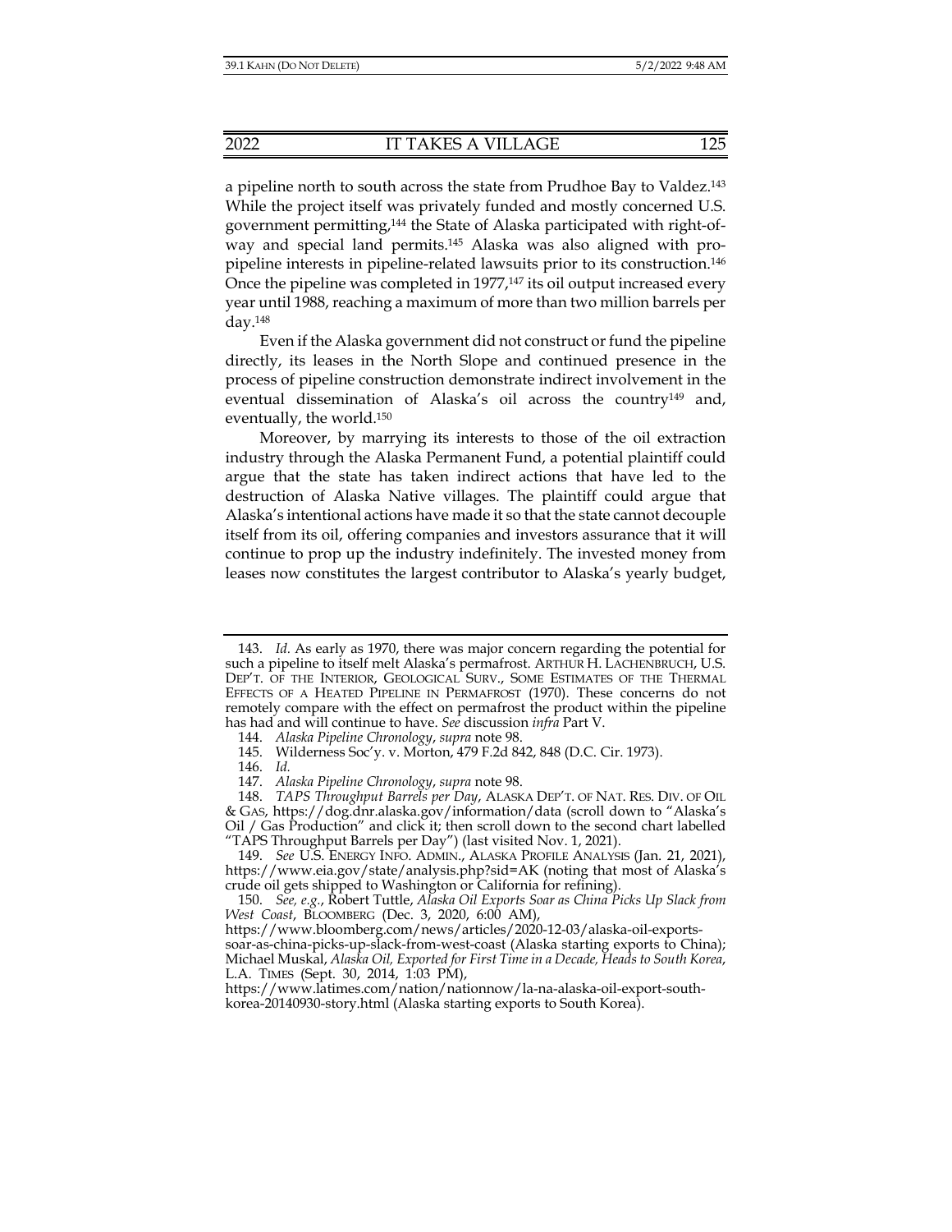a pipeline north to south across the state from Prudhoe Bay to Valdez.[143] While the project itself was privately funded and mostly concerned U.S. government permitting,[144] the State of Alaska participated with right-of-way and special land permits.[145] Alaska was also aligned with pro-pipeline interests in pipeline-related lawsuits prior to its construction.[146] Once the pipeline was completed in 1977,[147] its oil output increased every year until 1988, reaching a maximum of more than two million barrels per day.[148]

Even if the Alaska government did not construct or fund the pipeline directly, its leases in the North Slope and continued presence in the process of pipeline construction demonstrate indirect involvement in the eventual dissemination of Alaska's oil across the country[149] and, eventually, the world.[150]

Moreover, by marrying its interests to those of the oil extraction industry through the Alaska Permanent Fund, a potential plaintiff could argue that the state has taken indirect actions that have led to the destruction of Alaska Native villages. The plaintiff could argue that Alaska's intentional actions have made it so that the state cannot decouple itself from its oil, offering companies and investors assurance that it will continue to prop up the industry indefinitely. The invested money from leases now constitutes the largest contributor to Alaska's yearly budget,

---

143. *Id.* As early as 1970, there was major concern regarding the potential for such a pipeline to itself melt Alaska's permafrost. ARTHUR H. LACHENBRUCH, U.S. DEP'T. OF THE INTERIOR, GEOLOGICAL SURV., SOME ESTIMATES OF THE THERMAL EFFECTS OF A HEATED PIPELINE IN PERMAFROST (1970). These concerns do not remotely compare with the effect on permafrost the product within the pipeline has had and will continue to have. *See* discussion *infra* Part V.

144. *Alaska Pipeline Chronology*, *supra* note 98.

145. Wilderness Soc'y. v. Morton, 479 F.2d 842, 848 (D.C. Cir. 1973).

146. *Id.*

147. *Alaska Pipeline Chronology*, *supra* note 98.

148. *TAPS Throughput Barrels per Day*, ALASKA DEP'T. OF NAT. RES. DIV. OF OIL & GAS, https://dog.dnr.alaska.gov/information/data (scroll down to "Alaska's Oil / Gas Production" and click it; then scroll down to the second chart labelled "TAPS Throughput Barrels per Day") (last visited Nov. 1, 2021).

149. *See* U.S. ENERGY INFO. ADMIN., ALASKA PROFILE ANALYSIS (Jan. 21, 2021), https://www.eia.gov/state/analysis.php?sid=AK (noting that most of Alaska's crude oil gets shipped to Washington or California for refining).

150. *See, e.g.*, Robert Tuttle, *Alaska Oil Exports Soar as China Picks Up Slack from West Coast*, BLOOMBERG (Dec. 3, 2020, 6:00 AM), https://www.bloomberg.com/news/articles/2020-12-03/alaska-oil-exports-soar-as-china-picks-up-slack-from-west-coast (Alaska starting exports to China); Michael Muskal, *Alaska Oil, Exported for First Time in a Decade, Heads to South Korea*, L.A. TIMES (Sept. 30, 2014, 1:03 PM), https://www.latimes.com/nation/nationnow/la-na-alaska-oil-export-south-korea-20140930-story.html (Alaska starting exports to South Korea).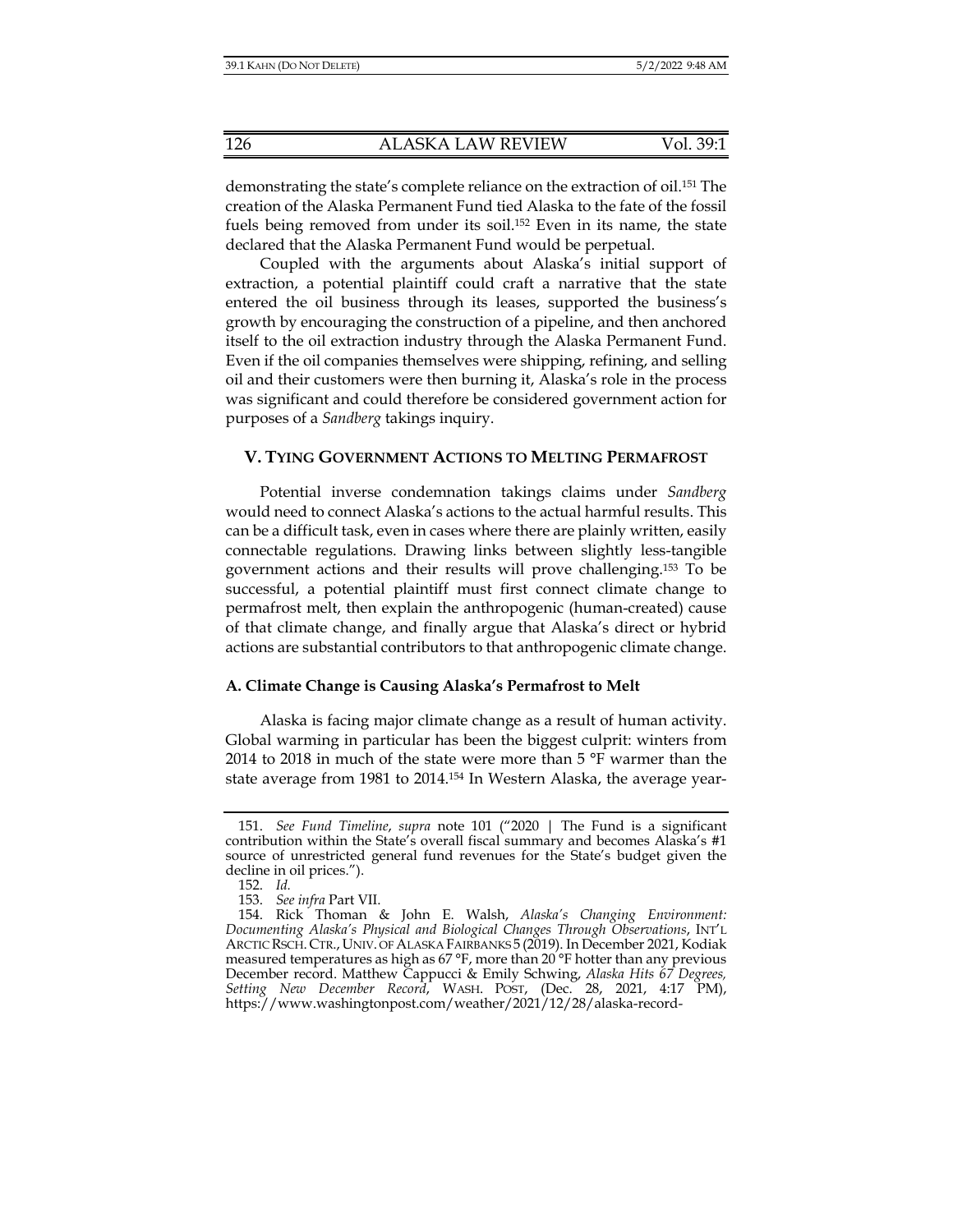demonstrating the state's complete reliance on the extraction of oil.[151] The creation of the Alaska Permanent Fund tied Alaska to the fate of the fossil fuels being removed from under its soil.[152] Even in its name, the state declared that the Alaska Permanent Fund would be perpetual.

Coupled with the arguments about Alaska's initial support of extraction, a potential plaintiff could craft a narrative that the state entered the oil business through its leases, supported the business's growth by encouraging the construction of a pipeline, and then anchored itself to the oil extraction industry through the Alaska Permanent Fund. Even if the oil companies themselves were shipping, refining, and selling oil and their customers were then burning it, Alaska's role in the process was significant and could therefore be considered government action for purposes of a *Sandberg* takings inquiry.

## V. TYING GOVERNMENT ACTIONS TO MELTING PERMAFROST

Potential inverse condemnation takings claims under *Sandberg* would need to connect Alaska's actions to the actual harmful results. This can be a difficult task, even in cases where there are plainly written, easily connectable regulations. Drawing links between slightly less-tangible government actions and their results will prove challenging.[153] To be successful, a potential plaintiff must first connect climate change to permafrost melt, then explain the anthropogenic (human-created) cause of that climate change, and finally argue that Alaska's direct or hybrid actions are substantial contributors to that anthropogenic climate change.

### A. Climate Change is Causing Alaska's Permafrost to Melt

Alaska is facing major climate change as a result of human activity. Global warming in particular has been the biggest culprit: winters from 2014 to 2018 in much of the state were more than 5 °F warmer than the state average from 1981 to 2014.[154] In Western Alaska, the average year-

---

151. *See Fund Timeline*, *supra* note 101 ("2020 | The Fund is a significant contribution within the State's overall fiscal summary and becomes Alaska's #1 source of unrestricted general fund revenues for the State's budget given the decline in oil prices.").

152. *Id.*

153. *See infra* Part VII.

154. Rick Thoman & John E. Walsh, *Alaska's Changing Environment: Documenting Alaska's Physical and Biological Changes Through Observations*, INT'L ARCTIC RSCH. CTR., UNIV. OF ALASKA FAIRBANKS 5 (2019). In December 2021, Kodiak measured temperatures as high as 67 °F, more than 20 °F hotter than any previous December record. Matthew Cappucci & Emily Schwing, *Alaska Hits 67 Degrees, Setting New December Record*, WASH. POST, (Dec. 28, 2021, 4:17 PM), https://www.washingtonpost.com/weather/2021/12/28/alaska-record-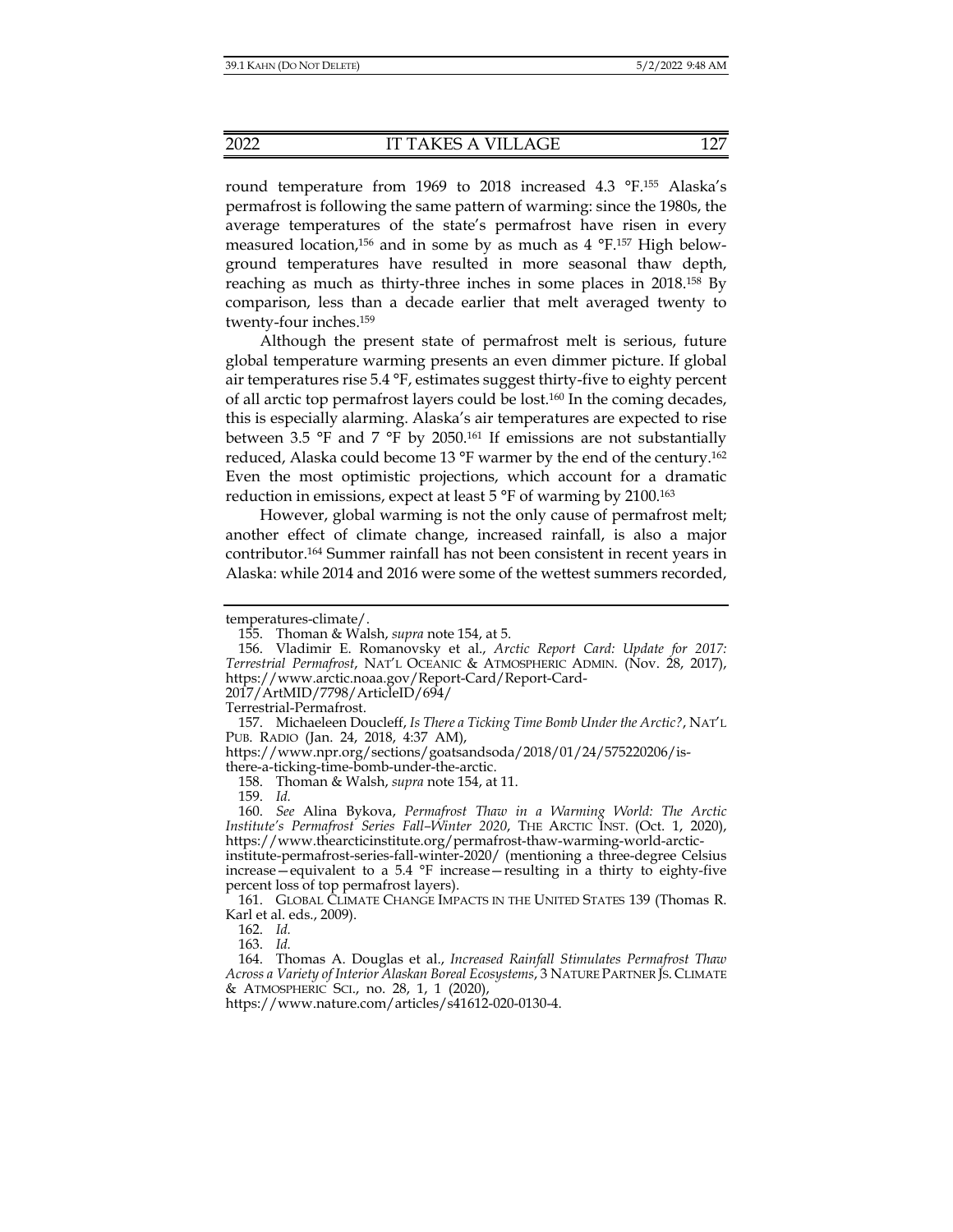round temperature from 1969 to 2018 increased 4.3 °F.[155] Alaska's permafrost is following the same pattern of warming: since the 1980s, the average temperatures of the state's permafrost have risen in every measured location,[156] and in some by as much as 4 °F.[157] High below-ground temperatures have resulted in more seasonal thaw depth, reaching as much as thirty-three inches in some places in 2018.[158] By comparison, less than a decade earlier that melt averaged twenty to twenty-four inches.[159]

Although the present state of permafrost melt is serious, future global temperature warming presents an even dimmer picture. If global air temperatures rise 5.4 °F, estimates suggest thirty-five to eighty percent of all arctic top permafrost layers could be lost.[160] In the coming decades, this is especially alarming. Alaska's air temperatures are expected to rise between 3.5 °F and 7 °F by 2050.[161] If emissions are not substantially reduced, Alaska could become 13 °F warmer by the end of the century.[162] Even the most optimistic projections, which account for a dramatic reduction in emissions, expect at least 5 °F of warming by 2100.[163]

However, global warming is not the only cause of permafrost melt; another effect of climate change, increased rainfall, is also a major contributor.[164] Summer rainfall has not been consistent in recent years in Alaska: while 2014 and 2016 were some of the wettest summers recorded,

---

temperatures-climate/.

155. Thoman & Walsh, *supra* note 154, at 5.

156. Vladimir E. Romanovsky et al., *Arctic Report Card: Update for 2017: Terrestrial Permafrost*, NAT'L OCEANIC & ATMOSPHERIC ADMIN. (Nov. 28, 2017), https://www.arctic.noaa.gov/Report-Card/Report-Card-2017/ArtMID/7798/ArticleID/694/Terrestrial-Permafrost.

157. Michaeleen Doucleff, *Is There a Ticking Time Bomb Under the Arctic?*, NAT'L PUB. RADIO (Jan. 24, 2018, 4:37 AM), https://www.npr.org/sections/goatsandsoda/2018/01/24/575220206/is-there-a-ticking-time-bomb-under-the-arctic.

158. Thoman & Walsh, *supra* note 154, at 11.

159. *Id.*

160. *See* Alina Bykova, *Permafrost Thaw in a Warming World: The Arctic Institute's Permafrost Series Fall–Winter 2020*, THE ARCTIC INST. (Oct. 1, 2020), https://www.thearcticinstitute.org/permafrost-thaw-warming-world-arctic-institute-permafrost-series-fall-winter-2020/ (mentioning a three-degree Celsius increase—equivalent to a 5.4 °F increase—resulting in a thirty to eighty-five percent loss of top permafrost layers).

161. GLOBAL CLIMATE CHANGE IMPACTS IN THE UNITED STATES 139 (Thomas R. Karl et al. eds., 2009).

162. *Id.*

163. *Id.*

164. Thomas A. Douglas et al., *Increased Rainfall Stimulates Permafrost Thaw Across a Variety of Interior Alaskan Boreal Ecosystems*, 3 NATURE PARTNER JS. CLIMATE & ATMOSPHERIC SCI., no. 28, 1, 1 (2020), https://www.nature.com/articles/s41612-020-0130-4.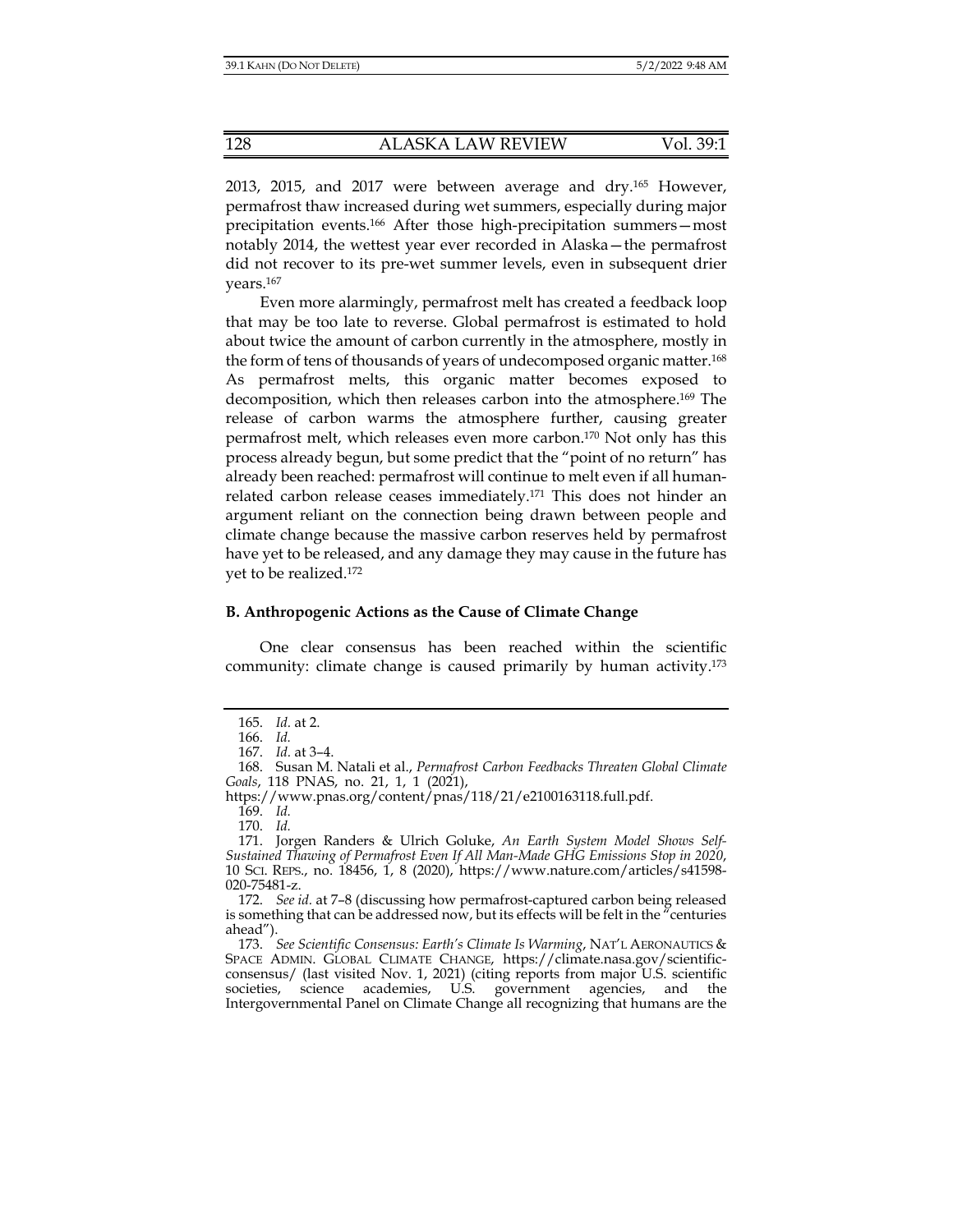2013, 2015, and 2017 were between average and dry.[165] However, permafrost thaw increased during wet summers, especially during major precipitation events.[166] After those high-precipitation summers—most notably 2014, the wettest year ever recorded in Alaska—the permafrost did not recover to its pre-wet summer levels, even in subsequent drier years.[167]

Even more alarmingly, permafrost melt has created a feedback loop that may be too late to reverse. Global permafrost is estimated to hold about twice the amount of carbon currently in the atmosphere, mostly in the form of tens of thousands of years of undecomposed organic matter.[168] As permafrost melts, this organic matter becomes exposed to decomposition, which then releases carbon into the atmosphere.[169] The release of carbon warms the atmosphere further, causing greater permafrost melt, which releases even more carbon.[170] Not only has this process already begun, but some predict that the "point of no return" has already been reached: permafrost will continue to melt even if all human-related carbon release ceases immediately.[171] This does not hinder an argument reliant on the connection being drawn between people and climate change because the massive carbon reserves held by permafrost have yet to be released, and any damage they may cause in the future has yet to be realized.[172]

### B. Anthropogenic Actions as the Cause of Climate Change

One clear consensus has been reached within the scientific community: climate change is caused primarily by human activity.[173]

---

165. *Id.* at 2.

166. *Id.*

167. *Id.* at 3–4.

168. Susan M. Natali et al., *Permafrost Carbon Feedbacks Threaten Global Climate Goals*, 118 PNAS, no. 21, 1, 1 (2021), https://www.pnas.org/content/pnas/118/21/e2100163118.full.pdf.

169. *Id.*

170. *Id.*

171. Jorgen Randers & Ulrich Goluke, *An Earth System Model Shows Self-Sustained Thawing of Permafrost Even If All Man-Made GHG Emissions Stop in 2020*, 10 SCI. REPS., no. 18456, 1, 8 (2020), https://www.nature.com/articles/s41598-020-75481-z.

172. *See id.* at 7–8 (discussing how permafrost-captured carbon being released is something that can be addressed now, but its effects will be felt in the "centuries ahead").

173. *See Scientific Consensus: Earth's Climate Is Warming*, NAT'L AERONAUTICS & SPACE ADMIN. GLOBAL CLIMATE CHANGE, https://climate.nasa.gov/scientific-consensus/ (last visited Nov. 1, 2021) (citing reports from major U.S. scientific societies, science academies, U.S. government agencies, and the Intergovernmental Panel on Climate Change all recognizing that humans are the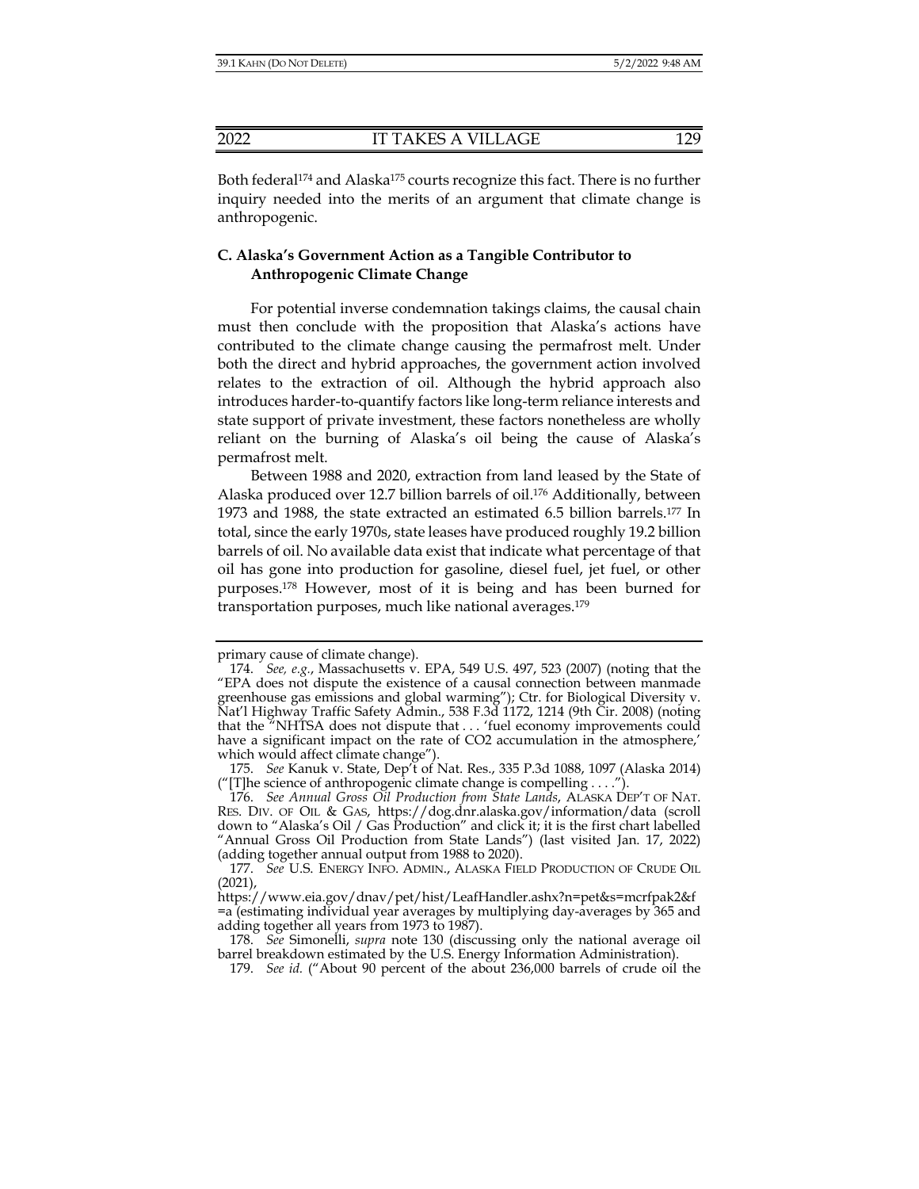Both federal[174] and Alaska[175] courts recognize this fact. There is no further inquiry needed into the merits of an argument that climate change is anthropogenic.

### C. Alaska's Government Action as a Tangible Contributor to Anthropogenic Climate Change

For potential inverse condemnation takings claims, the causal chain must then conclude with the proposition that Alaska's actions have contributed to the climate change causing the permafrost melt. Under both the direct and hybrid approaches, the government action involved relates to the extraction of oil. Although the hybrid approach also introduces harder-to-quantify factors like long-term reliance interests and state support of private investment, these factors nonetheless are wholly reliant on the burning of Alaska's oil being the cause of Alaska's permafrost melt.

Between 1988 and 2020, extraction from land leased by the State of Alaska produced over 12.7 billion barrels of oil.[176] Additionally, between 1973 and 1988, the state extracted an estimated 6.5 billion barrels.[177] In total, since the early 1970s, state leases have produced roughly 19.2 billion barrels of oil. No available data exist that indicate what percentage of that oil has gone into production for gasoline, diesel fuel, jet fuel, or other purposes.[178] However, most of it is being and has been burned for transportation purposes, much like national averages.[179]

---

primary cause of climate change).

174. *See, e.g.*, Massachusetts v. EPA, 549 U.S. 497, 523 (2007) (noting that the "EPA does not dispute the existence of a causal connection between manmade greenhouse gas emissions and global warming"); Ctr. for Biological Diversity v. Nat'l Highway Traffic Safety Admin., 538 F.3d 1172, 1214 (9th Cir. 2008) (noting that the "NHTSA does not dispute that . . . 'fuel economy improvements could have a significant impact on the rate of CO2 accumulation in the atmosphere,' which would affect climate change").

175. *See* Kanuk v. State, Dep't of Nat. Res., 335 P.3d 1088, 1097 (Alaska 2014) ("[T]he science of anthropogenic climate change is compelling . . . .").

176. *See Annual Gross Oil Production from State Lands*, ALASKA DEP'T OF NAT. RES. DIV. OF OIL & GAS, https://dog.dnr.alaska.gov/information/data (scroll down to "Alaska's Oil / Gas Production" and click it; it is the first chart labelled "Annual Gross Oil Production from State Lands") (last visited Jan. 17, 2022) (adding together annual output from 1988 to 2020).

177. *See* U.S. ENERGY INFO. ADMIN., ALASKA FIELD PRODUCTION OF CRUDE OIL (2021), https://www.eia.gov/dnav/pet/hist/LeafHandler.ashx?n=pet&s=mcrfpak2&f=a (estimating individual year averages by multiplying day-averages by 365 and adding together all years from 1973 to 1987).

178. *See* Simonelli, *supra* note 130 (discussing only the national average oil barrel breakdown estimated by the U.S. Energy Information Administration).

179. *See id.* ("About 90 percent of the about 236,000 barrels of crude oil the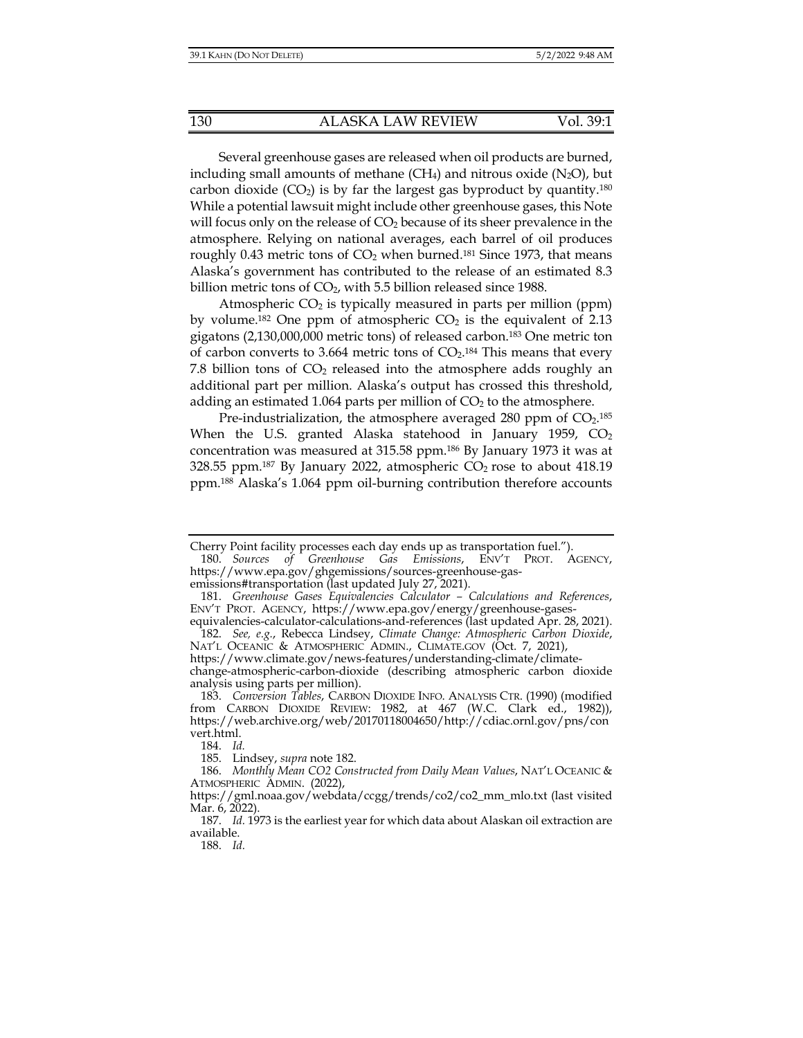Several greenhouse gases are released when oil products are burned, including small amounts of methane ($CH_4$) and nitrous oxide ($N_2O$), but carbon dioxide ($CO_2$) is by far the largest gas byproduct by quantity.[180] While a potential lawsuit might include other greenhouse gases, this Note will focus only on the release of $CO_2$ because of its sheer prevalence in the atmosphere. Relying on national averages, each barrel of oil produces roughly 0.43 metric tons of $CO_2$ when burned.[181] Since 1973, that means Alaska's government has contributed to the release of an estimated 8.3 billion metric tons of $CO_2$, with 5.5 billion released since 1988.

Atmospheric $CO_2$ is typically measured in parts per million (ppm) by volume.[182] One ppm of atmospheric $CO_2$ is the equivalent of 2.13 gigatons (2,130,000,000 metric tons) of released carbon.[183] One metric ton of carbon converts to 3.664 metric tons of $CO_2$.[184] This means that every 7.8 billion tons of $CO_2$ released into the atmosphere adds roughly an additional part per million. Alaska's output has crossed this threshold, adding an estimated 1.064 parts per million of $CO_2$ to the atmosphere.

Pre-industrialization, the atmosphere averaged 280 ppm of $CO_2$.[185] When the U.S. granted Alaska statehood in January 1959, $CO_2$ concentration was measured at 315.58 ppm.[186] By January 1973 it was at 328.55 ppm.[187] By January 2022, atmospheric $CO_2$ rose to about 418.19 ppm.[188] Alaska's 1.064 ppm oil-burning contribution therefore accounts

---

Cherry Point facility processes each day ends up as transportation fuel.").

180. *Sources of Greenhouse Gas Emissions*, ENV'T PROT. AGENCY, https://www.epa.gov/ghgemissions/sources-greenhouse-gas-emissions#transportation (last updated July 27, 2021).

181. *Greenhouse Gases Equivalencies Calculator – Calculations and References*, ENV'T PROT. AGENCY, https://www.epa.gov/energy/greenhouse-gases-equivalencies-calculator-calculations-and-references (last updated Apr. 28, 2021).

182. *See, e.g.*, Rebecca Lindsey, *Climate Change: Atmospheric Carbon Dioxide*, NAT'L OCEANIC & ATMOSPHERIC ADMIN., CLIMATE.GOV (Oct. 7, 2021), https://www.climate.gov/news-features/understanding-climate/climate-change-atmospheric-carbon-dioxide (describing atmospheric carbon dioxide analysis using parts per million).

183. *Conversion Tables*, CARBON DIOXIDE INFO. ANALYSIS CTR. (1990) (modified from CARBON DIOXIDE REVIEW: 1982, at 467 (W.C. Clark ed., 1982)), https://web.archive.org/web/20170118004650/http://cdiac.ornl.gov/pns/convert.html.

184. *Id.*

185. Lindsey, *supra* note 182.

186. *Monthly Mean CO2 Constructed from Daily Mean Values*, NAT'L OCEANIC & ATMOSPHERIC ADMIN. (2022), https://gml.noaa.gov/webdata/ccgg/trends/co2/co2_mm_mlo.txt (last visited Mar. 6, 2022).

187. *Id.* 1973 is the earliest year for which data about Alaskan oil extraction are available.

188. *Id.*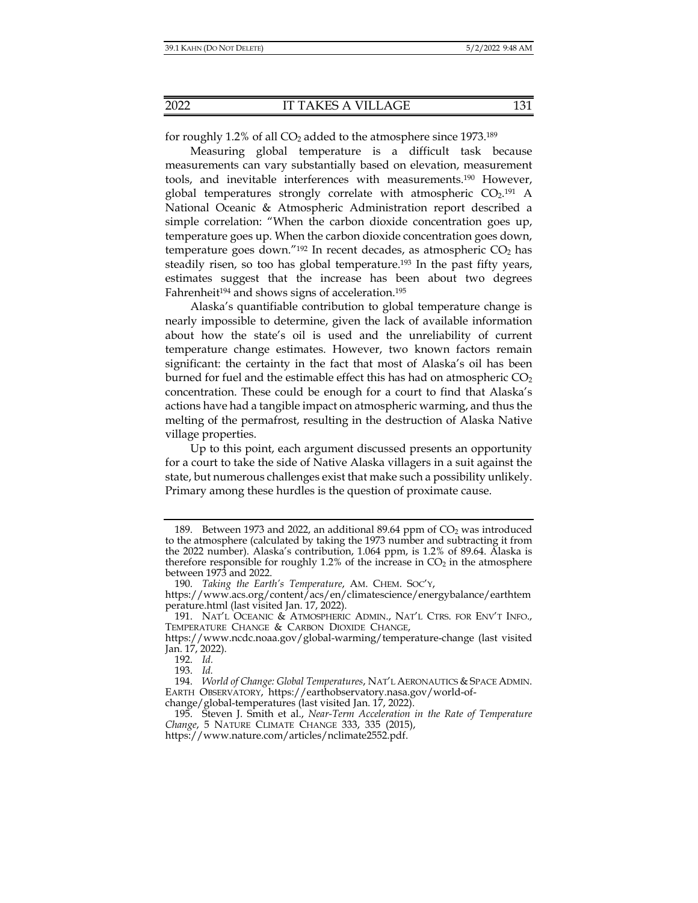for roughly 1.2% of all $CO_2$ added to the atmosphere since 1973.[189]

Measuring global temperature is a difficult task because measurements can vary substantially based on elevation, measurement tools, and inevitable interferences with measurements.[190] However, global temperatures strongly correlate with atmospheric $CO_2$.[191] A National Oceanic & Atmospheric Administration report described a simple correlation: "When the carbon dioxide concentration goes up, temperature goes up. When the carbon dioxide concentration goes down, temperature goes down."[192] In recent decades, as atmospheric $CO_2$ has steadily risen, so too has global temperature.[193] In the past fifty years, estimates suggest that the increase has been about two degrees Fahrenheit[194] and shows signs of acceleration.[195]

Alaska's quantifiable contribution to global temperature change is nearly impossible to determine, given the lack of available information about how the state's oil is used and the unreliability of current temperature change estimates. However, two known factors remain significant: the certainty in the fact that most of Alaska's oil has been burned for fuel and the estimable effect this has had on atmospheric $CO_2$ concentration. These could be enough for a court to find that Alaska's actions have had a tangible impact on atmospheric warming, and thus the melting of the permafrost, resulting in the destruction of Alaska Native village properties.

Up to this point, each argument discussed presents an opportunity for a court to take the side of Native Alaska villagers in a suit against the state, but numerous challenges exist that make such a possibility unlikely. Primary among these hurdles is the question of proximate cause.

---

189. Between 1973 and 2022, an additional 89.64 ppm of $CO_2$ was introduced to the atmosphere (calculated by taking the 1973 number and subtracting it from the 2022 number). Alaska's contribution, 1.064 ppm, is 1.2% of 89.64. Alaska is therefore responsible for roughly 1.2% of the increase in $CO_2$ in the atmosphere between 1973 and 2022.

190. *Taking the Earth's Temperature*, AM. CHEM. SOC'Y, https://www.acs.org/content/acs/en/climatescience/energybalance/earthtemperature.html (last visited Jan. 17, 2022).

191. NAT'L OCEANIC & ATMOSPHERIC ADMIN., NAT'L CTRS. FOR ENV'T INFO., TEMPERATURE CHANGE & CARBON DIOXIDE CHANGE, https://www.ncdc.noaa.gov/global-warming/temperature-change (last visited Jan. 17, 2022).

192. *Id.*

193. *Id.*

194. *World of Change: Global Temperatures*, NAT'L AERONAUTICS & SPACE ADMIN. EARTH OBSERVATORY, https://earthobservatory.nasa.gov/world-of-change/global-temperatures (last visited Jan. 17, 2022).

195. Steven J. Smith et al., *Near-Term Acceleration in the Rate of Temperature Change*, 5 NATURE CLIMATE CHANGE 333, 335 (2015), https://www.nature.com/articles/nclimate2552.pdf.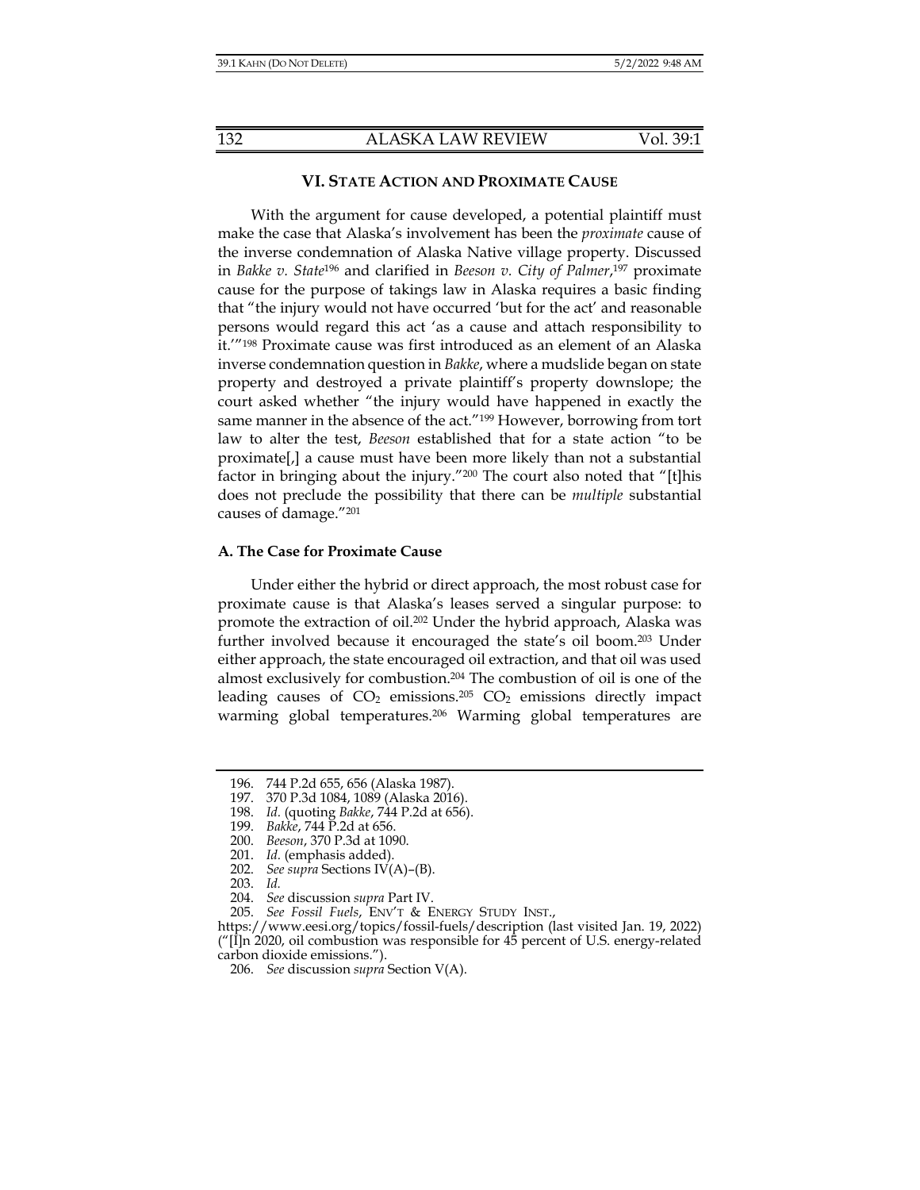## VI. STATE ACTION AND PROXIMATE CAUSE

With the argument for cause developed, a potential plaintiff must make the case that Alaska's involvement has been the *proximate* cause of the inverse condemnation of Alaska Native village property. Discussed in *Bakke v. State*[196] and clarified in *Beeson v. City of Palmer*,[197] proximate cause for the purpose of takings law in Alaska requires a basic finding that "the injury would not have occurred 'but for the act' and reasonable persons would regard this act 'as a cause and attach responsibility to it.'"[198] Proximate cause was first introduced as an element of an Alaska inverse condemnation question in *Bakke*, where a mudslide began on state property and destroyed a private plaintiff's property downslope; the court asked whether "the injury would have happened in exactly the same manner in the absence of the act."[199] However, borrowing from tort law to alter the test, *Beeson* established that for a state action "to be proximate[,] a cause must have been more likely than not a substantial factor in bringing about the injury."[200] The court also noted that "[t]his does not preclude the possibility that there can be *multiple* substantial causes of damage."[201]

### A. The Case for Proximate Cause

Under either the hybrid or direct approach, the most robust case for proximate cause is that Alaska's leases served a singular purpose: to promote the extraction of oil.[202] Under the hybrid approach, Alaska was further involved because it encouraged the state's oil boom.[203] Under either approach, the state encouraged oil extraction, and that oil was used almost exclusively for combustion.[204] The combustion of oil is one of the leading causes of $CO_2$ emissions.[205] $CO_2$ emissions directly impact warming global temperatures.[206] Warming global temperatures are

---

196. 744 P.2d 655, 656 (Alaska 1987).
197. 370 P.3d 1084, 1089 (Alaska 2016).
198. *Id.* (quoting *Bakke*, 744 P.2d at 656).
199. *Bakke*, 744 P.2d at 656.
200. *Beeson*, 370 P.3d at 1090.
201. *Id.* (emphasis added).
202. *See supra* Sections IV(A)–(B).
203. *Id.*
204. *See* discussion *supra* Part IV.
205. *See Fossil Fuels*, ENV'T & ENERGY STUDY INST., https://www.eesi.org/topics/fossil-fuels/description (last visited Jan. 19, 2022) ("[I]n 2020, oil combustion was responsible for 45 percent of U.S. energy-related carbon dioxide emissions.").
206. *See* discussion *supra* Section V(A).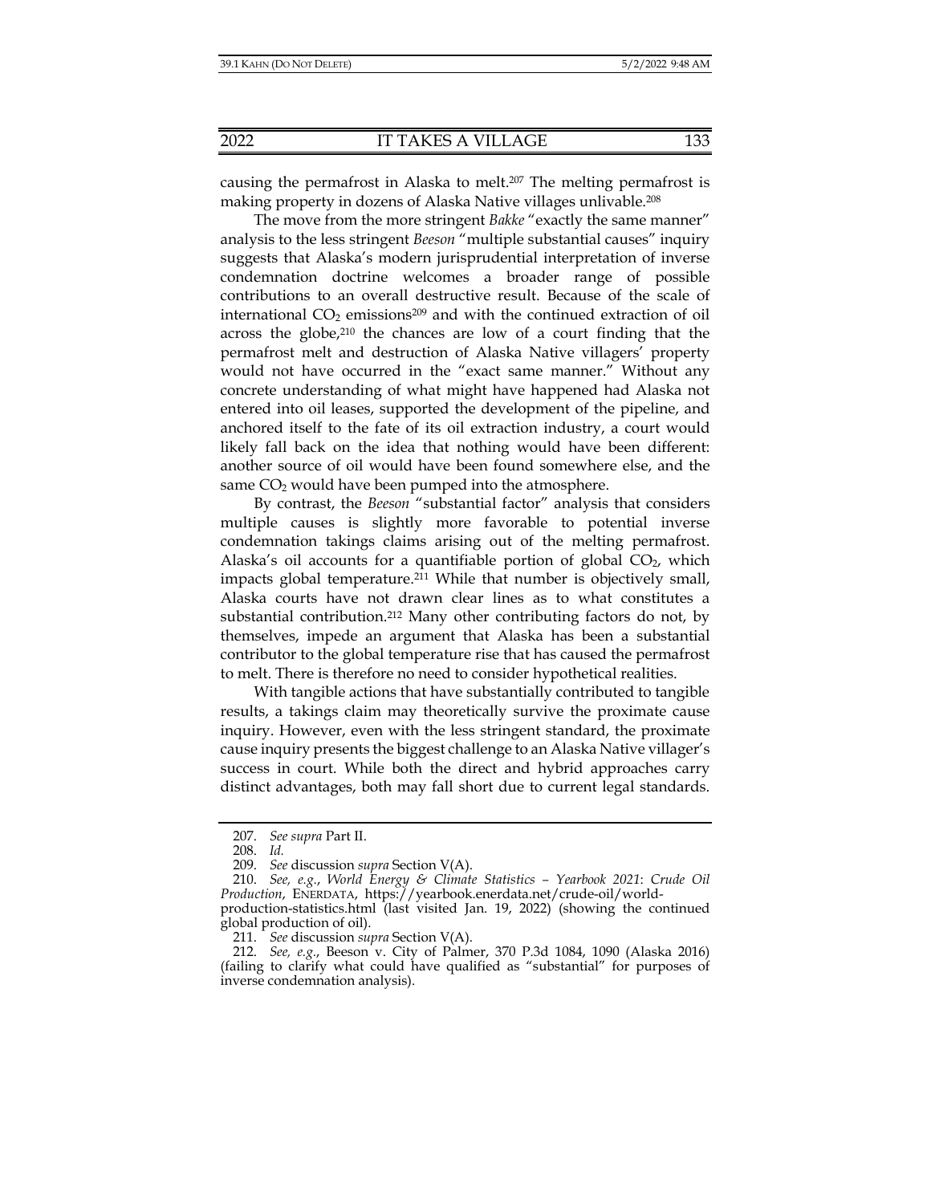causing the permafrost in Alaska to melt.[207] The melting permafrost is making property in dozens of Alaska Native villages unlivable.[208]

The move from the more stringent *Bakke* "exactly the same manner" analysis to the less stringent *Beeson* "multiple substantial causes" inquiry suggests that Alaska's modern jurisprudential interpretation of inverse condemnation doctrine welcomes a broader range of possible contributions to an overall destructive result. Because of the scale of international $CO_2$ emissions[209] and with the continued extraction of oil across the globe,[210] the chances are low of a court finding that the permafrost melt and destruction of Alaska Native villagers' property would not have occurred in the "exact same manner." Without any concrete understanding of what might have happened had Alaska not entered into oil leases, supported the development of the pipeline, and anchored itself to the fate of its oil extraction industry, a court would likely fall back on the idea that nothing would have been different: another source of oil would have been found somewhere else, and the same $CO_2$ would have been pumped into the atmosphere.

By contrast, the *Beeson* "substantial factor" analysis that considers multiple causes is slightly more favorable to potential inverse condemnation takings claims arising out of the melting permafrost. Alaska's oil accounts for a quantifiable portion of global $CO_2$, which impacts global temperature.[211] While that number is objectively small, Alaska courts have not drawn clear lines as to what constitutes a substantial contribution.[212] Many other contributing factors do not, by themselves, impede an argument that Alaska has been a substantial contributor to the global temperature rise that has caused the permafrost to melt. There is therefore no need to consider hypothetical realities.

With tangible actions that have substantially contributed to tangible results, a takings claim may theoretically survive the proximate cause inquiry. However, even with the less stringent standard, the proximate cause inquiry presents the biggest challenge to an Alaska Native villager's success in court. While both the direct and hybrid approaches carry distinct advantages, both may fall short due to current legal standards.

---

207. *See supra* Part II.

208. *Id.*

209. *See* discussion *supra* Section V(A).

210. *See, e.g.*, *World Energy & Climate Statistics – Yearbook 2021*: *Crude Oil Production*, ENERDATA, https://yearbook.enerdata.net/crude-oil/world-production-statistics.html (last visited Jan. 19, 2022) (showing the continued global production of oil).

211. *See* discussion *supra* Section V(A).

212. *See, e.g.*, Beeson v. City of Palmer, 370 P.3d 1084, 1090 (Alaska 2016) (failing to clarify what could have qualified as "substantial" for purposes of inverse condemnation analysis).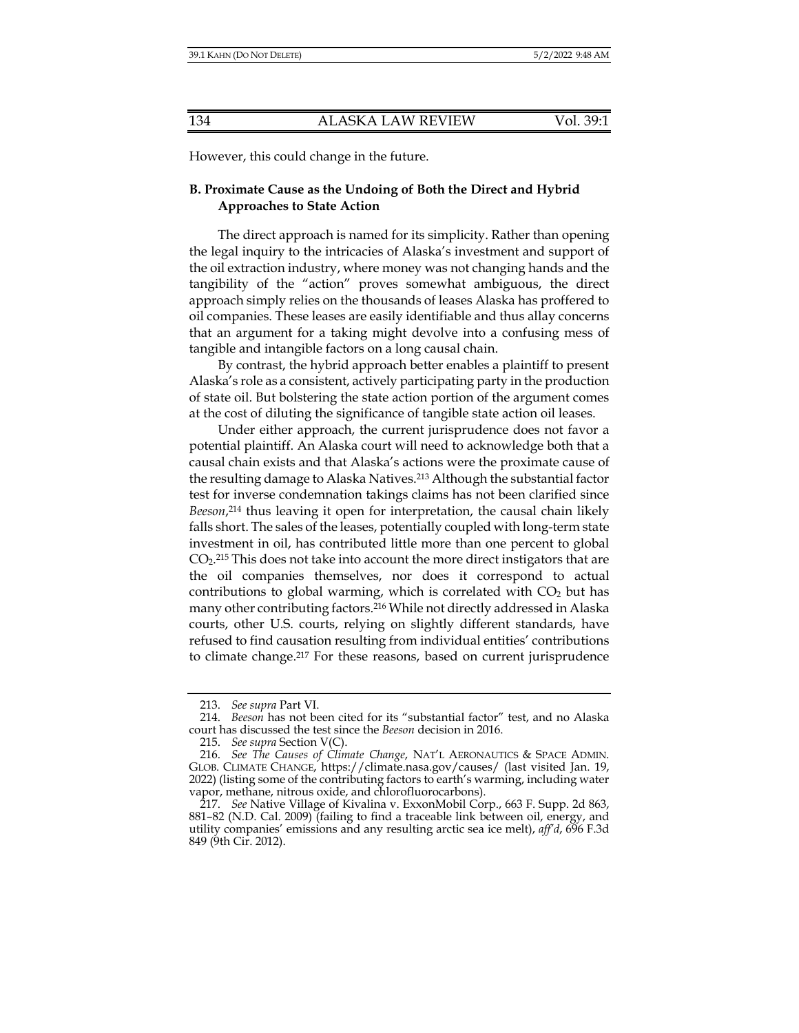However, this could change in the future.

### B. Proximate Cause as the Undoing of Both the Direct and Hybrid Approaches to State Action

The direct approach is named for its simplicity. Rather than opening the legal inquiry to the intricacies of Alaska's investment and support of the oil extraction industry, where money was not changing hands and the tangibility of the "action" proves somewhat ambiguous, the direct approach simply relies on the thousands of leases Alaska has proffered to oil companies. These leases are easily identifiable and thus allay concerns that an argument for a taking might devolve into a confusing mess of tangible and intangible factors on a long causal chain.

By contrast, the hybrid approach better enables a plaintiff to present Alaska's role as a consistent, actively participating party in the production of state oil. But bolstering the state action portion of the argument comes at the cost of diluting the significance of tangible state action oil leases.

Under either approach, the current jurisprudence does not favor a potential plaintiff. An Alaska court will need to acknowledge both that a causal chain exists and that Alaska's actions were the proximate cause of the resulting damage to Alaska Natives.[213] Although the substantial factor test for inverse condemnation takings claims has not been clarified since *Beeson*,[214] thus leaving it open for interpretation, the causal chain likely falls short. The sales of the leases, potentially coupled with long-term state investment in oil, has contributed little more than one percent to global $CO_2$.[215] This does not take into account the more direct instigators that are the oil companies themselves, nor does it correspond to actual contributions to global warming, which is correlated with $CO_2$ but has many other contributing factors.[216] While not directly addressed in Alaska courts, other U.S. courts, relying on slightly different standards, have refused to find causation resulting from individual entities' contributions to climate change.[217] For these reasons, based on current jurisprudence

---

213. *See supra* Part VI.

214. *Beeson* has not been cited for its "substantial factor" test, and no Alaska court has discussed the test since the *Beeson* decision in 2016.

215. *See supra* Section V(C).

216. *See The Causes of Climate Change*, NAT'L AERONAUTICS & SPACE ADMIN. GLOB. CLIMATE CHANGE, https://climate.nasa.gov/causes/ (last visited Jan. 19, 2022) (listing some of the contributing factors to earth's warming, including water vapor, methane, nitrous oxide, and chlorofluorocarbons).

217. *See* Native Village of Kivalina v. ExxonMobil Corp., 663 F. Supp. 2d 863, 881–82 (N.D. Cal. 2009) (failing to find a traceable link between oil, energy, and utility companies' emissions and any resulting arctic sea ice melt), *aff'd*, 696 F.3d 849 (9th Cir. 2012).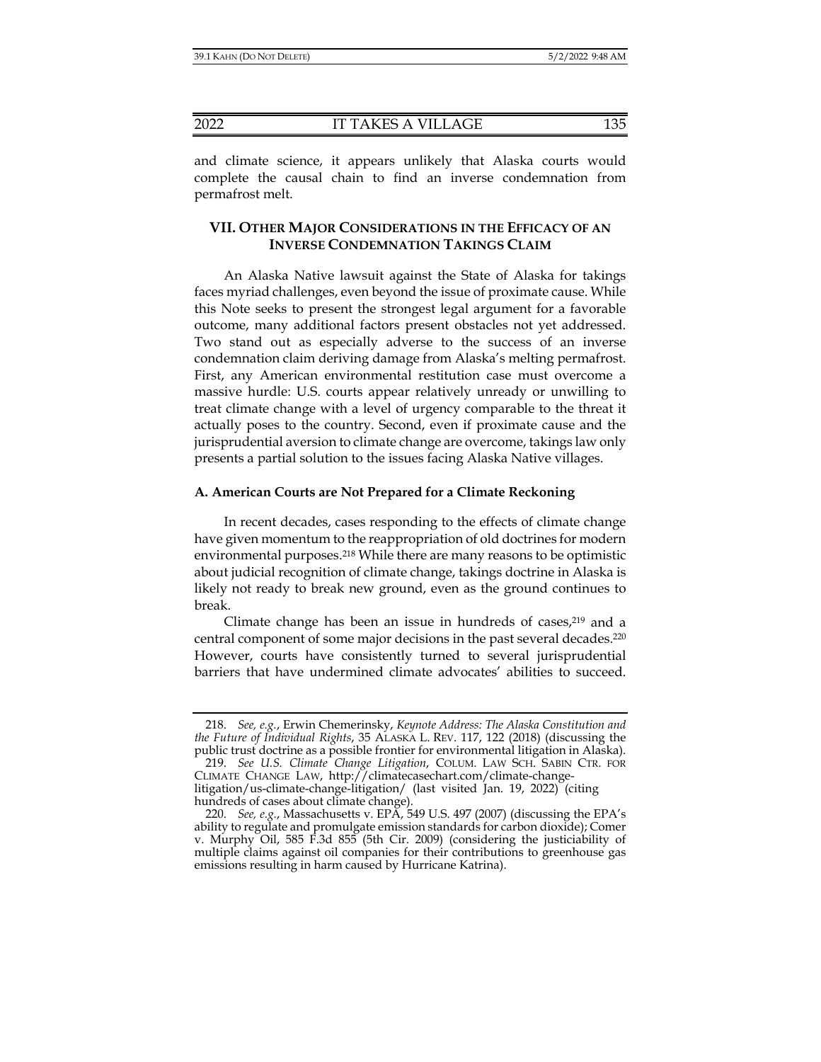and climate science, it appears unlikely that Alaska courts would complete the causal chain to find an inverse condemnation from permafrost melt.

## VII. OTHER MAJOR CONSIDERATIONS IN THE EFFICACY OF AN INVERSE CONDEMNATION TAKINGS CLAIM

An Alaska Native lawsuit against the State of Alaska for takings faces myriad challenges, even beyond the issue of proximate cause. While this Note seeks to present the strongest legal argument for a favorable outcome, many additional factors present obstacles not yet addressed. Two stand out as especially adverse to the success of an inverse condemnation claim deriving damage from Alaska's melting permafrost. First, any American environmental restitution case must overcome a massive hurdle: U.S. courts appear relatively unready or unwilling to treat climate change with a level of urgency comparable to the threat it actually poses to the country. Second, even if proximate cause and the jurisprudential aversion to climate change are overcome, takings law only presents a partial solution to the issues facing Alaska Native villages.

### A. American Courts are Not Prepared for a Climate Reckoning

In recent decades, cases responding to the effects of climate change have given momentum to the reappropriation of old doctrines for modern environmental purposes.[218] While there are many reasons to be optimistic about judicial recognition of climate change, takings doctrine in Alaska is likely not ready to break new ground, even as the ground continues to break.

Climate change has been an issue in hundreds of cases,[219] and a central component of some major decisions in the past several decades.[220] However, courts have consistently turned to several jurisprudential barriers that have undermined climate advocates' abilities to succeed.

---

218. *See, e.g.*, Erwin Chemerinsky, *Keynote Address: The Alaska Constitution and the Future of Individual Rights*, 35 ALASKA L. REV. 117, 122 (2018) (discussing the public trust doctrine as a possible frontier for environmental litigation in Alaska).

219. *See U.S. Climate Change Litigation*, COLUM. LAW SCH. SABIN CTR. FOR CLIMATE CHANGE LAW, http://climatecasechart.com/climate-change-litigation/us-climate-change-litigation/ (last visited Jan. 19, 2022) (citing hundreds of cases about climate change).

220. *See, e.g.*, Massachusetts v. EPA, 549 U.S. 497 (2007) (discussing the EPA's ability to regulate and promulgate emission standards for carbon dioxide); Comer v. Murphy Oil, 585 F.3d 855 (5th Cir. 2009) (considering the justiciability of multiple claims against oil companies for their contributions to greenhouse gas emissions resulting in harm caused by Hurricane Katrina).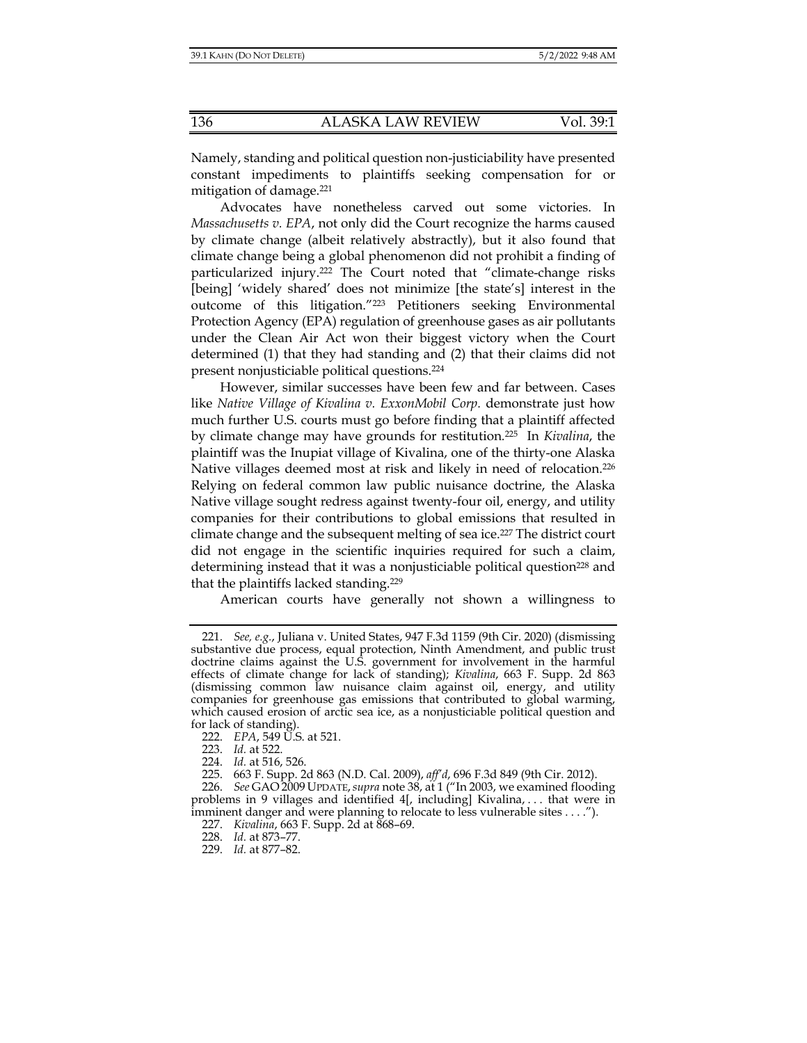Namely, standing and political question non-justiciability have presented constant impediments to plaintiffs seeking compensation for or mitigation of damage.[221]

Advocates have nonetheless carved out some victories. In *Massachusetts v. EPA*, not only did the Court recognize the harms caused by climate change (albeit relatively abstractly), but it also found that climate change being a global phenomenon did not prohibit a finding of particularized injury.[222] The Court noted that "climate-change risks [being] 'widely shared' does not minimize [the state's] interest in the outcome of this litigation."[223] Petitioners seeking Environmental Protection Agency (EPA) regulation of greenhouse gases as air pollutants under the Clean Air Act won their biggest victory when the Court determined (1) that they had standing and (2) that their claims did not present nonjusticiable political questions.[224]

However, similar successes have been few and far between. Cases like *Native Village of Kivalina v. ExxonMobil Corp.* demonstrate just how much further U.S. courts must go before finding that a plaintiff affected by climate change may have grounds for restitution.[225] In *Kivalina*, the plaintiff was the Inupiat village of Kivalina, one of the thirty-one Alaska Native villages deemed most at risk and likely in need of relocation.[226] Relying on federal common law public nuisance doctrine, the Alaska Native village sought redress against twenty-four oil, energy, and utility companies for their contributions to global emissions that resulted in climate change and the subsequent melting of sea ice.[227] The district court did not engage in the scientific inquiries required for such a claim, determining instead that it was a nonjusticiable political question[228] and that the plaintiffs lacked standing.[229]

American courts have generally not shown a willingness to

---

221. *See, e.g.*, Juliana v. United States, 947 F.3d 1159 (9th Cir. 2020) (dismissing substantive due process, equal protection, Ninth Amendment, and public trust doctrine claims against the U.S. government for involvement in the harmful effects of climate change for lack of standing); *Kivalina*, 663 F. Supp. 2d 863 (dismissing common law nuisance claim against oil, energy, and utility companies for greenhouse gas emissions that contributed to global warming, which caused erosion of arctic sea ice, as a nonjusticiable political question and for lack of standing).

222. *EPA*, 549 U.S. at 521.

223. *Id.* at 522.

224. *Id.* at 516, 526.

225. 663 F. Supp. 2d 863 (N.D. Cal. 2009), *aff'd*, 696 F.3d 849 (9th Cir. 2012).

226. *See* GAO 2009 UPDATE, *supra* note 38, at 1 ("In 2003, we examined flooding problems in 9 villages and identified 4[, including] Kivalina, . . . that were in imminent danger and were planning to relocate to less vulnerable sites . . . .").

227. *Kivalina*, 663 F. Supp. 2d at 868–69.

228. *Id.* at 873–77.

229. *Id.* at 877–82.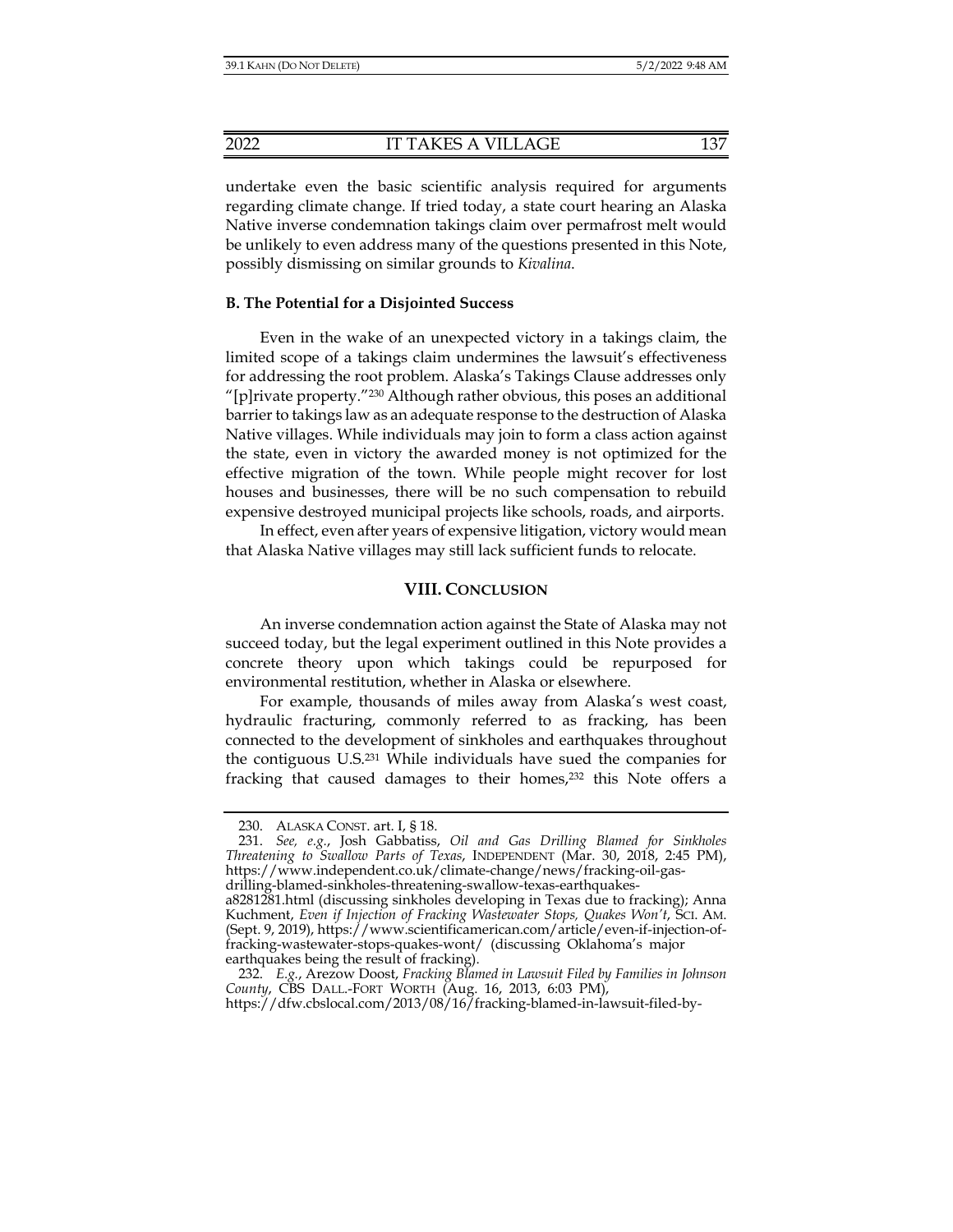undertake even the basic scientific analysis required for arguments regarding climate change. If tried today, a state court hearing an Alaska Native inverse condemnation takings claim over permafrost melt would be unlikely to even address many of the questions presented in this Note, possibly dismissing on similar grounds to *Kivalina*.

### B. The Potential for a Disjointed Success

Even in the wake of an unexpected victory in a takings claim, the limited scope of a takings claim undermines the lawsuit's effectiveness for addressing the root problem. Alaska's Takings Clause addresses only "[p]rivate property."[230] Although rather obvious, this poses an additional barrier to takings law as an adequate response to the destruction of Alaska Native villages. While individuals may join to form a class action against the state, even in victory the awarded money is not optimized for the effective migration of the town. While people might recover for lost houses and businesses, there will be no such compensation to rebuild expensive destroyed municipal projects like schools, roads, and airports.

In effect, even after years of expensive litigation, victory would mean that Alaska Native villages may still lack sufficient funds to relocate.

## VIII. Conclusion

An inverse condemnation action against the State of Alaska may not succeed today, but the legal experiment outlined in this Note provides a concrete theory upon which takings could be repurposed for environmental restitution, whether in Alaska or elsewhere.

For example, thousands of miles away from Alaska's west coast, hydraulic fracturing, commonly referred to as fracking, has been connected to the development of sinkholes and earthquakes throughout the contiguous U.S.[231] While individuals have sued the companies for fracking that caused damages to their homes,[232] this Note offers a

---

230. Alaska Const. art. I, § 18.

231. *See, e.g.*, Josh Gabbatiss, *Oil and Gas Drilling Blamed for Sinkholes Threatening to Swallow Parts of Texas*, Independent (Mar. 30, 2018, 2:45 PM), https://www.independent.co.uk/climate-change/news/fracking-oil-gas-drilling-blamed-sinkholes-threatening-swallow-texas-earthquakes-a8281281.html (discussing sinkholes developing in Texas due to fracking); Anna Kuchment, *Even if Injection of Fracking Wastewater Stops, Quakes Won't*, Sci. Am. (Sept. 9, 2019), https://www.scientificamerican.com/article/even-if-injection-of-fracking-wastewater-stops-quakes-wont/ (discussing Oklahoma's major earthquakes being the result of fracking).

232. *E.g.*, Arezow Doost, *Fracking Blamed in Lawsuit Filed by Families in Johnson County*, CBS Dall.-Fort Worth (Aug. 16, 2013, 6:03 PM), https://dfw.cbslocal.com/2013/08/16/fracking-blamed-in-lawsuit-filed-by-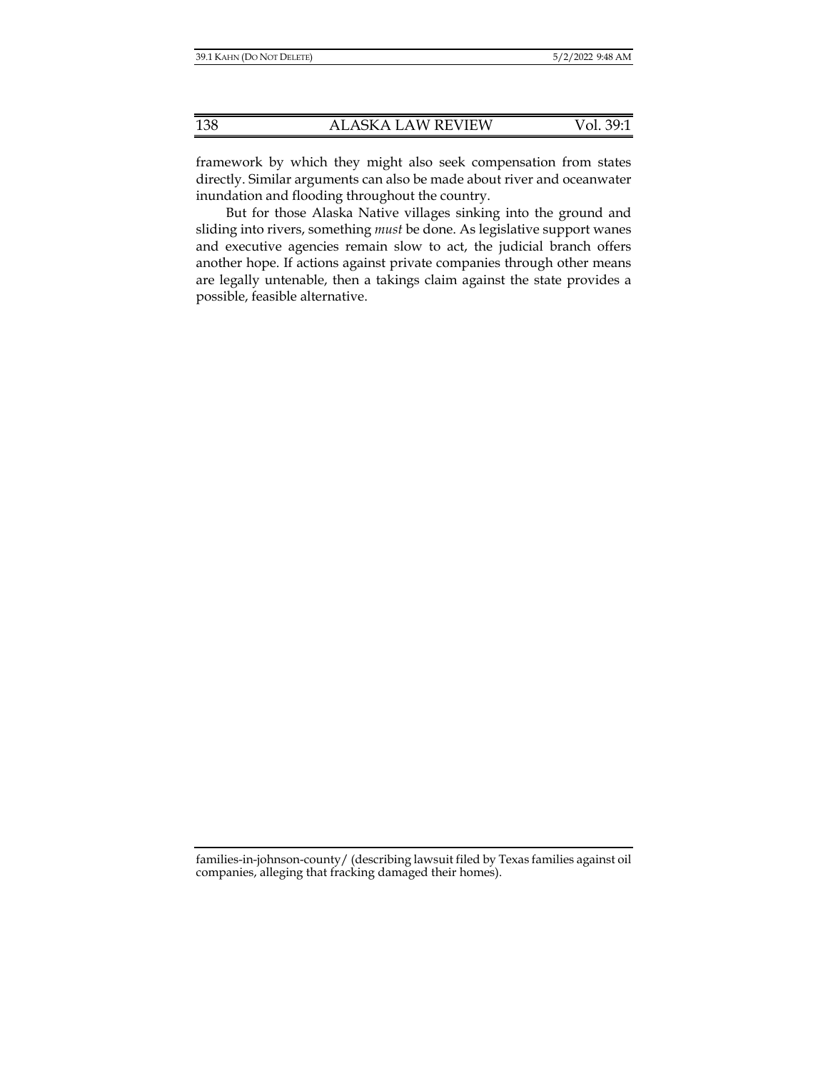framework by which they might also seek compensation from states directly. Similar arguments can also be made about river and oceanwater inundation and flooding throughout the country.

But for those Alaska Native villages sinking into the ground and sliding into rivers, something *must* be done. As legislative support wanes and executive agencies remain slow to act, the judicial branch offers another hope. If actions against private companies through other means are legally untenable, then a takings claim against the state provides a possible, feasible alternative.

---

families-in-johnson-county/ (describing lawsuit filed by Texas families against oil companies, alleging that fracking damaged their homes).